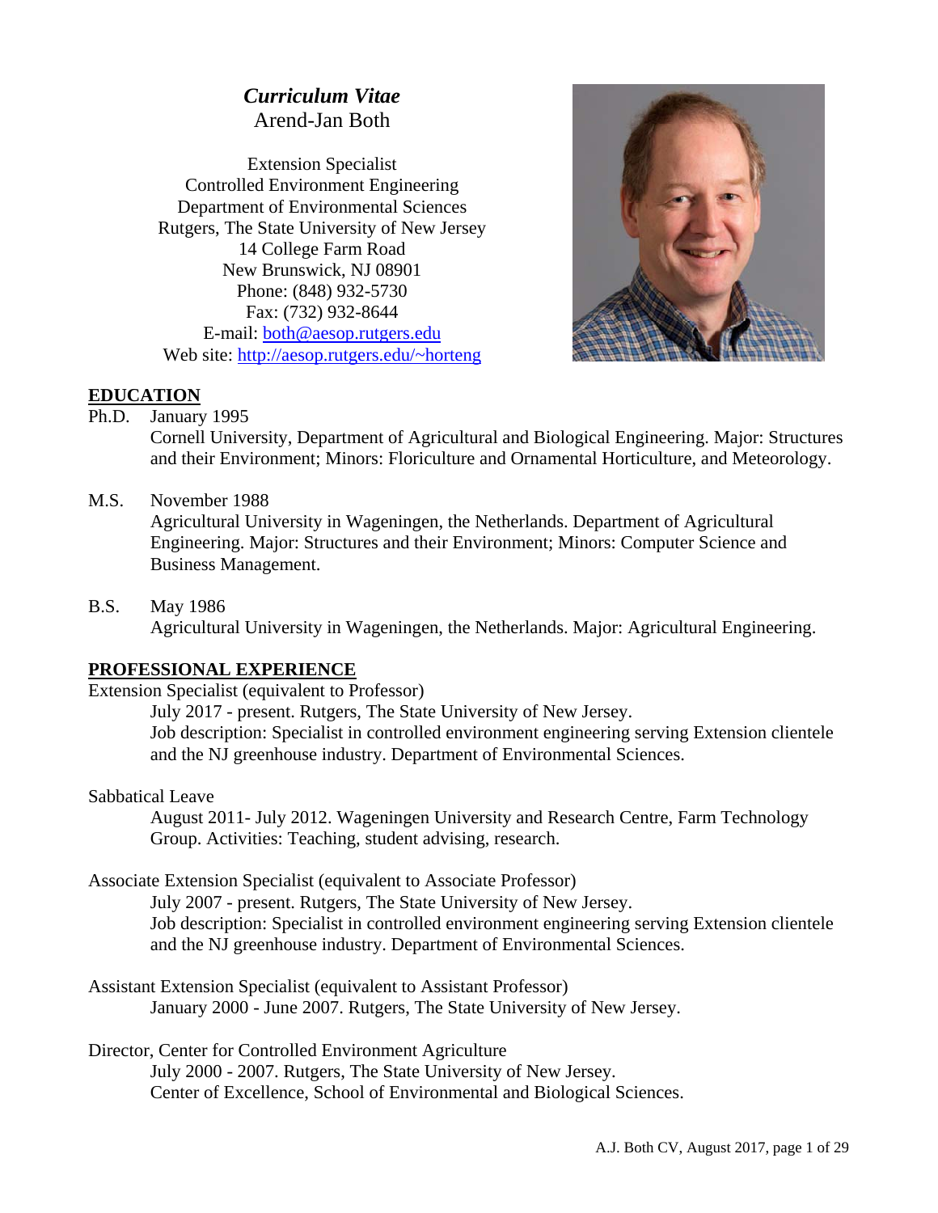# *Curriculum Vitae*

Arend-Jan Both

Extension Specialist
Controlled Environment Engineering
Department of Environmental Sciences
Rutgers, The State University of New Jersey
14 College Farm Road
New Brunswick, NJ 08901
Phone: (848) 932-5730
Fax: (732) 932-8644
E-mail: both@aesop.rutgers.edu
Web site: http://aesop.rutgers.edu/~horteng

## EDUCATION

Ph.D. January 1995
Cornell University, Department of Agricultural and Biological Engineering. Major: Structures and their Environment; Minors: Floriculture and Ornamental Horticulture, and Meteorology.

M.S. November 1988
Agricultural University in Wageningen, the Netherlands. Department of Agricultural Engineering. Major: Structures and their Environment; Minors: Computer Science and Business Management.

B.S. May 1986
Agricultural University in Wageningen, the Netherlands. Major: Agricultural Engineering.

## PROFESSIONAL EXPERIENCE

Extension Specialist (equivalent to Professor)
July 2017 - present. Rutgers, The State University of New Jersey.
Job description: Specialist in controlled environment engineering serving Extension clientele and the NJ greenhouse industry. Department of Environmental Sciences.

Sabbatical Leave
August 2011- July 2012. Wageningen University and Research Centre, Farm Technology Group. Activities: Teaching, student advising, research.

Associate Extension Specialist (equivalent to Associate Professor)
July 2007 - present. Rutgers, The State University of New Jersey.
Job description: Specialist in controlled environment engineering serving Extension clientele and the NJ greenhouse industry. Department of Environmental Sciences.

Assistant Extension Specialist (equivalent to Assistant Professor)
January 2000 - June 2007. Rutgers, The State University of New Jersey.

Director, Center for Controlled Environment Agriculture
July 2000 - 2007. Rutgers, The State University of New Jersey.
Center of Excellence, School of Environmental and Biological Sciences.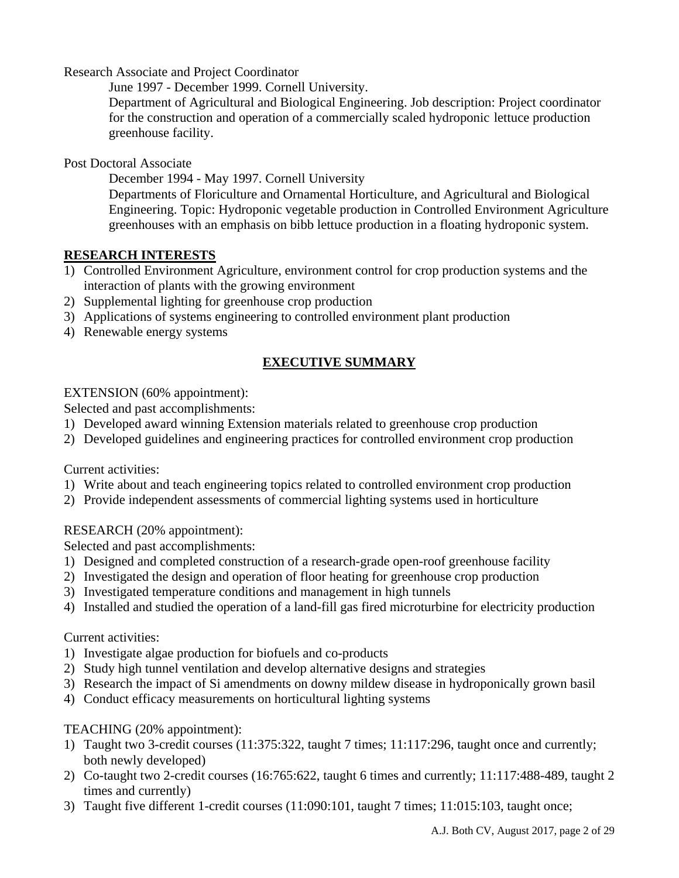Research Associate and Project Coordinator

June 1997 - December 1999. Cornell University.
Department of Agricultural and Biological Engineering. Job description: Project coordinator for the construction and operation of a commercially scaled hydroponic lettuce production greenhouse facility.

Post Doctoral Associate

December 1994 - May 1997. Cornell University
Departments of Floriculture and Ornamental Horticulture, and Agricultural and Biological Engineering. Topic: Hydroponic vegetable production in Controlled Environment Agriculture greenhouses with an emphasis on bibb lettuce production in a floating hydroponic system.

## RESEARCH INTERESTS

1) Controlled Environment Agriculture, environment control for crop production systems and the interaction of plants with the growing environment
2) Supplemental lighting for greenhouse crop production
3) Applications of systems engineering to controlled environment plant production
4) Renewable energy systems

## EXECUTIVE SUMMARY

EXTENSION (60% appointment):

Selected and past accomplishments:

1) Developed award winning Extension materials related to greenhouse crop production
2) Developed guidelines and engineering practices for controlled environment crop production

Current activities:

1) Write about and teach engineering topics related to controlled environment crop production
2) Provide independent assessments of commercial lighting systems used in horticulture

RESEARCH (20% appointment):

Selected and past accomplishments:

1) Designed and completed construction of a research-grade open-roof greenhouse facility
2) Investigated the design and operation of floor heating for greenhouse crop production
3) Investigated temperature conditions and management in high tunnels
4) Installed and studied the operation of a land-fill gas fired microturbine for electricity production

Current activities:

1) Investigate algae production for biofuels and co-products
2) Study high tunnel ventilation and develop alternative designs and strategies
3) Research the impact of Si amendments on downy mildew disease in hydroponically grown basil
4) Conduct efficacy measurements on horticultural lighting systems

TEACHING (20% appointment):

1) Taught two 3-credit courses (11:375:322, taught 7 times; 11:117:296, taught once and currently; both newly developed)
2) Co-taught two 2-credit courses (16:765:622, taught 6 times and currently; 11:117:488-489, taught 2 times and currently)
3) Taught five different 1-credit courses (11:090:101, taught 7 times; 11:015:103, taught once;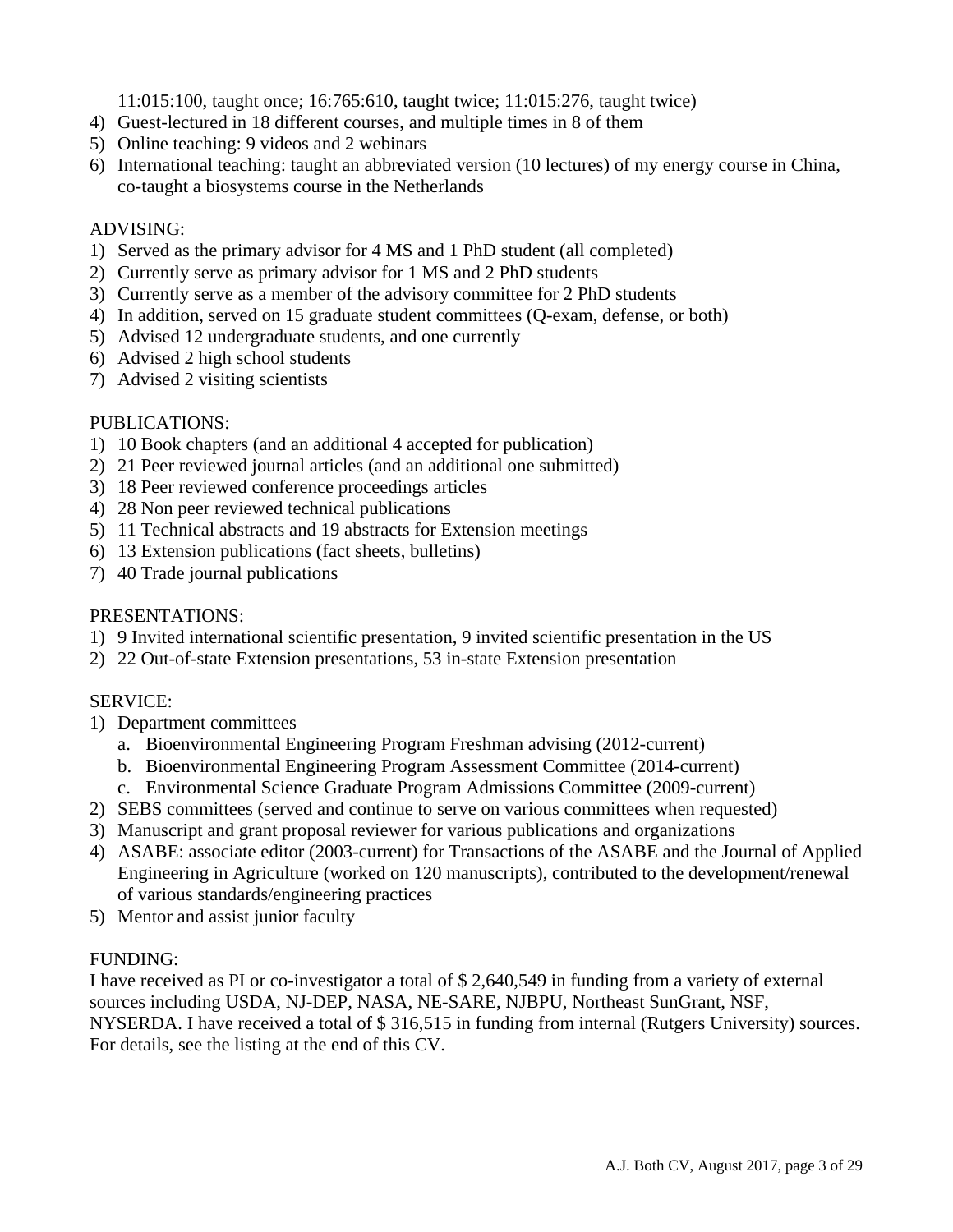11:015:100, taught once; 16:765:610, taught twice; 11:015:276, taught twice)

4) Guest-lectured in 18 different courses, and multiple times in 8 of them
5) Online teaching: 9 videos and 2 webinars
6) International teaching: taught an abbreviated version (10 lectures) of my energy course in China, co-taught a biosystems course in the Netherlands

ADVISING:

1) Served as the primary advisor for 4 MS and 1 PhD student (all completed)
2) Currently serve as primary advisor for 1 MS and 2 PhD students
3) Currently serve as a member of the advisory committee for 2 PhD students
4) In addition, served on 15 graduate student committees (Q-exam, defense, or both)
5) Advised 12 undergraduate students, and one currently
6) Advised 2 high school students
7) Advised 2 visiting scientists

PUBLICATIONS:

1) 10 Book chapters (and an additional 4 accepted for publication)
2) 21 Peer reviewed journal articles (and an additional one submitted)
3) 18 Peer reviewed conference proceedings articles
4) 28 Non peer reviewed technical publications
5) 11 Technical abstracts and 19 abstracts for Extension meetings
6) 13 Extension publications (fact sheets, bulletins)
7) 40 Trade journal publications

PRESENTATIONS:

1) 9 Invited international scientific presentation, 9 invited scientific presentation in the US
2) 22 Out-of-state Extension presentations, 53 in-state Extension presentation

SERVICE:

1) Department committees
   a. Bioenvironmental Engineering Program Freshman advising (2012-current)
   b. Bioenvironmental Engineering Program Assessment Committee (2014-current)
   c. Environmental Science Graduate Program Admissions Committee (2009-current)
2) SEBS committees (served and continue to serve on various committees when requested)
3) Manuscript and grant proposal reviewer for various publications and organizations
4) ASABE: associate editor (2003-current) for Transactions of the ASABE and the Journal of Applied Engineering in Agriculture (worked on 120 manuscripts), contributed to the development/renewal of various standards/engineering practices
5) Mentor and assist junior faculty

FUNDING:

I have received as PI or co-investigator a total of $ 2,640,549 in funding from a variety of external sources including USDA, NJ-DEP, NASA, NE-SARE, NJBPU, Northeast SunGrant, NSF, NYSERDA. I have received a total of $ 316,515 in funding from internal (Rutgers University) sources. For details, see the listing at the end of this CV.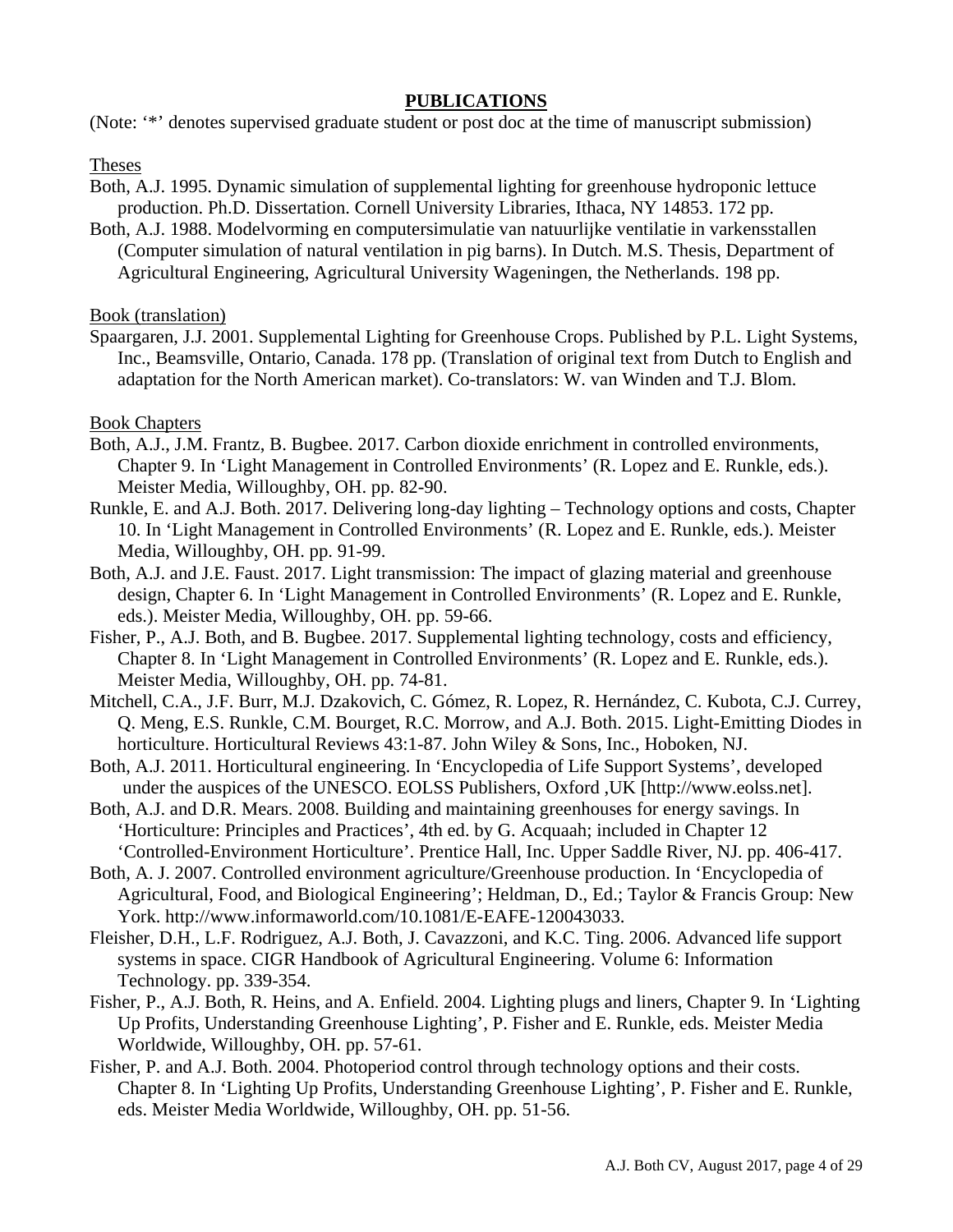## PUBLICATIONS

(Note: '*' denotes supervised graduate student or post doc at the time of manuscript submission)

### Theses

Both, A.J. 1995. Dynamic simulation of supplemental lighting for greenhouse hydroponic lettuce production. Ph.D. Dissertation. Cornell University Libraries, Ithaca, NY 14853. 172 pp.

Both, A.J. 1988. Modelvorming en computersimulatie van natuurlijke ventilatie in varkensstallen (Computer simulation of natural ventilation in pig barns). In Dutch. M.S. Thesis, Department of Agricultural Engineering, Agricultural University Wageningen, the Netherlands. 198 pp.

### Book (translation)

Spaargaren, J.J. 2001. Supplemental Lighting for Greenhouse Crops. Published by P.L. Light Systems, Inc., Beamsville, Ontario, Canada. 178 pp. (Translation of original text from Dutch to English and adaptation for the North American market). Co-translators: W. van Winden and T.J. Blom.

### Book Chapters

Both, A.J., J.M. Frantz, B. Bugbee. 2017. Carbon dioxide enrichment in controlled environments, Chapter 9. In 'Light Management in Controlled Environments' (R. Lopez and E. Runkle, eds.). Meister Media, Willoughby, OH. pp. 82-90.

Runkle, E. and A.J. Both. 2017. Delivering long-day lighting – Technology options and costs, Chapter 10. In 'Light Management in Controlled Environments' (R. Lopez and E. Runkle, eds.). Meister Media, Willoughby, OH. pp. 91-99.

Both, A.J. and J.E. Faust. 2017. Light transmission: The impact of glazing material and greenhouse design, Chapter 6. In 'Light Management in Controlled Environments' (R. Lopez and E. Runkle, eds.). Meister Media, Willoughby, OH. pp. 59-66.

Fisher, P., A.J. Both, and B. Bugbee. 2017. Supplemental lighting technology, costs and efficiency, Chapter 8. In 'Light Management in Controlled Environments' (R. Lopez and E. Runkle, eds.). Meister Media, Willoughby, OH. pp. 74-81.

Mitchell, C.A., J.F. Burr, M.J. Dzakovich, C. Gómez, R. Lopez, R. Hernández, C. Kubota, C.J. Currey, Q. Meng, E.S. Runkle, C.M. Bourget, R.C. Morrow, and A.J. Both. 2015. Light-Emitting Diodes in horticulture. Horticultural Reviews 43:1-87. John Wiley & Sons, Inc., Hoboken, NJ.

Both, A.J. 2011. Horticultural engineering. In 'Encyclopedia of Life Support Systems', developed under the auspices of the UNESCO. EOLSS Publishers, Oxford ,UK [http://www.eolss.net].

Both, A.J. and D.R. Mears. 2008. Building and maintaining greenhouses for energy savings. In 'Horticulture: Principles and Practices', 4th ed. by G. Acquaah; included in Chapter 12 'Controlled-Environment Horticulture'. Prentice Hall, Inc. Upper Saddle River, NJ. pp. 406-417.

Both, A. J. 2007. Controlled environment agriculture/Greenhouse production. In 'Encyclopedia of Agricultural, Food, and Biological Engineering'; Heldman, D., Ed.; Taylor & Francis Group: New York. http://www.informaworld.com/10.1081/E-EAFE-120043033.

Fleisher, D.H., L.F. Rodriguez, A.J. Both, J. Cavazzoni, and K.C. Ting. 2006. Advanced life support systems in space. CIGR Handbook of Agricultural Engineering. Volume 6: Information Technology. pp. 339-354.

Fisher, P., A.J. Both, R. Heins, and A. Enfield. 2004. Lighting plugs and liners, Chapter 9. In 'Lighting Up Profits, Understanding Greenhouse Lighting', P. Fisher and E. Runkle, eds. Meister Media Worldwide, Willoughby, OH. pp. 57-61.

Fisher, P. and A.J. Both. 2004. Photoperiod control through technology options and their costs. Chapter 8. In 'Lighting Up Profits, Understanding Greenhouse Lighting', P. Fisher and E. Runkle, eds. Meister Media Worldwide, Willoughby, OH. pp. 51-56.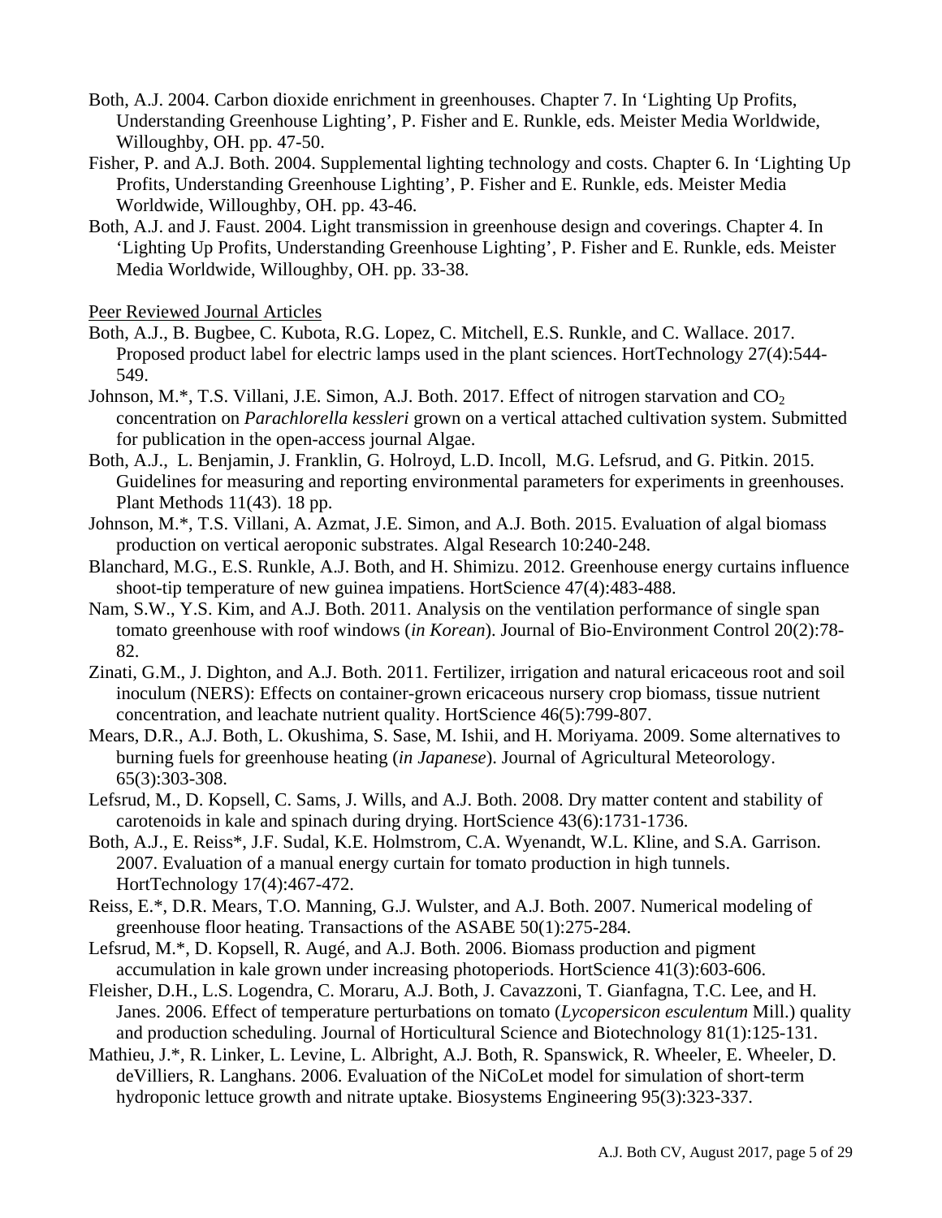Both, A.J. 2004. Carbon dioxide enrichment in greenhouses. Chapter 7. In 'Lighting Up Profits, Understanding Greenhouse Lighting', P. Fisher and E. Runkle, eds. Meister Media Worldwide, Willoughby, OH. pp. 47-50.

Fisher, P. and A.J. Both. 2004. Supplemental lighting technology and costs. Chapter 6. In 'Lighting Up Profits, Understanding Greenhouse Lighting', P. Fisher and E. Runkle, eds. Meister Media Worldwide, Willoughby, OH. pp. 43-46.

Both, A.J. and J. Faust. 2004. Light transmission in greenhouse design and coverings. Chapter 4. In 'Lighting Up Profits, Understanding Greenhouse Lighting', P. Fisher and E. Runkle, eds. Meister Media Worldwide, Willoughby, OH. pp. 33-38.

Peer Reviewed Journal Articles

Both, A.J., B. Bugbee, C. Kubota, R.G. Lopez, C. Mitchell, E.S. Runkle, and C. Wallace. 2017. Proposed product label for electric lamps used in the plant sciences. HortTechnology 27(4):544-549.

Johnson, M.*, T.S. Villani, J.E. Simon, A.J. Both. 2017. Effect of nitrogen starvation and $CO_2$ concentration on *Parachlorella kessleri* grown on a vertical attached cultivation system. Submitted for publication in the open-access journal Algae.

Both, A.J., L. Benjamin, J. Franklin, G. Holroyd, L.D. Incoll, M.G. Lefsrud, and G. Pitkin. 2015. Guidelines for measuring and reporting environmental parameters for experiments in greenhouses. Plant Methods 11(43). 18 pp.

Johnson, M.*, T.S. Villani, A. Azmat, J.E. Simon, and A.J. Both. 2015. Evaluation of algal biomass production on vertical aeroponic substrates. Algal Research 10:240-248.

Blanchard, M.G., E.S. Runkle, A.J. Both, and H. Shimizu. 2012. Greenhouse energy curtains influence shoot-tip temperature of new guinea impatiens. HortScience 47(4):483-488.

Nam, S.W., Y.S. Kim, and A.J. Both. 2011. Analysis on the ventilation performance of single span tomato greenhouse with roof windows (*in Korean*). Journal of Bio-Environment Control 20(2):78-82.

Zinati, G.M., J. Dighton, and A.J. Both. 2011. Fertilizer, irrigation and natural ericaceous root and soil inoculum (NERS): Effects on container-grown ericaceous nursery crop biomass, tissue nutrient concentration, and leachate nutrient quality. HortScience 46(5):799-807.

Mears, D.R., A.J. Both, L. Okushima, S. Sase, M. Ishii, and H. Moriyama. 2009. Some alternatives to burning fuels for greenhouse heating (*in Japanese*). Journal of Agricultural Meteorology. 65(3):303-308.

Lefsrud, M., D. Kopsell, C. Sams, J. Wills, and A.J. Both. 2008. Dry matter content and stability of carotenoids in kale and spinach during drying. HortScience 43(6):1731-1736.

Both, A.J., E. Reiss*, J.F. Sudal, K.E. Holmstrom, C.A. Wyenandt, W.L. Kline, and S.A. Garrison. 2007. Evaluation of a manual energy curtain for tomato production in high tunnels. HortTechnology 17(4):467-472.

Reiss, E.*, D.R. Mears, T.O. Manning, G.J. Wulster, and A.J. Both. 2007. Numerical modeling of greenhouse floor heating. Transactions of the ASABE 50(1):275-284.

Lefsrud, M.*, D. Kopsell, R. Augé, and A.J. Both. 2006. Biomass production and pigment accumulation in kale grown under increasing photoperiods. HortScience 41(3):603-606.

Fleisher, D.H., L.S. Logendra, C. Moraru, A.J. Both, J. Cavazzoni, T. Gianfagna, T.C. Lee, and H. Janes. 2006. Effect of temperature perturbations on tomato (*Lycopersicon esculentum* Mill.) quality and production scheduling. Journal of Horticultural Science and Biotechnology 81(1):125-131.

Mathieu, J.*, R. Linker, L. Levine, L. Albright, A.J. Both, R. Spanswick, R. Wheeler, E. Wheeler, D. deVilliers, R. Langhans. 2006. Evaluation of the NiCoLet model for simulation of short-term hydroponic lettuce growth and nitrate uptake. Biosystems Engineering 95(3):323-337.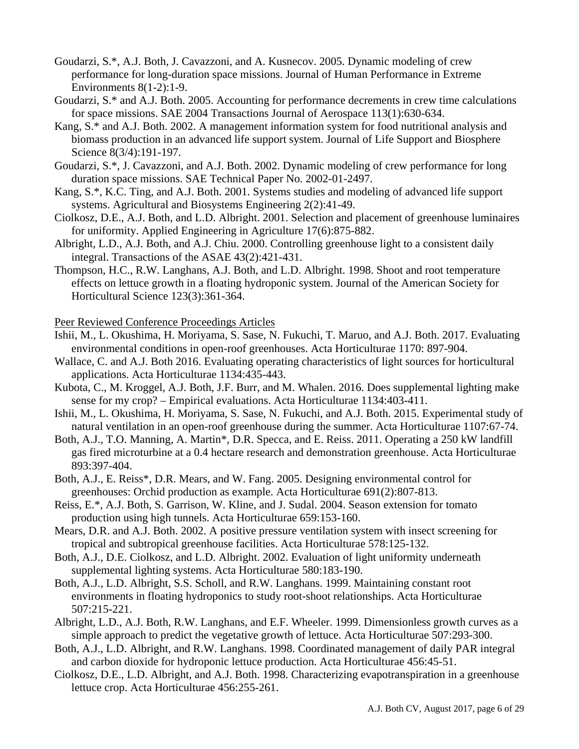Goudarzi, S.*, A.J. Both, J. Cavazzoni, and A. Kusnecov. 2005. Dynamic modeling of crew performance for long-duration space missions. Journal of Human Performance in Extreme Environments 8(1-2):1-9.

Goudarzi, S.* and A.J. Both. 2005. Accounting for performance decrements in crew time calculations for space missions. SAE 2004 Transactions Journal of Aerospace 113(1):630-634.

Kang, S.* and A.J. Both. 2002. A management information system for food nutritional analysis and biomass production in an advanced life support system. Journal of Life Support and Biosphere Science 8(3/4):191-197.

Goudarzi, S.*, J. Cavazzoni, and A.J. Both. 2002. Dynamic modeling of crew performance for long duration space missions. SAE Technical Paper No. 2002-01-2497.

Kang, S.*, K.C. Ting, and A.J. Both. 2001. Systems studies and modeling of advanced life support systems. Agricultural and Biosystems Engineering 2(2):41-49.

Ciolkosz, D.E., A.J. Both, and L.D. Albright. 2001. Selection and placement of greenhouse luminaires for uniformity. Applied Engineering in Agriculture 17(6):875-882.

Albright, L.D., A.J. Both, and A.J. Chiu. 2000. Controlling greenhouse light to a consistent daily integral. Transactions of the ASAE 43(2):421-431.

Thompson, H.C., R.W. Langhans, A.J. Both, and L.D. Albright. 1998. Shoot and root temperature effects on lettuce growth in a floating hydroponic system. Journal of the American Society for Horticultural Science 123(3):361-364.

Peer Reviewed Conference Proceedings Articles

Ishii, M., L. Okushima, H. Moriyama, S. Sase, N. Fukuchi, T. Maruo, and A.J. Both. 2017. Evaluating environmental conditions in open-roof greenhouses. Acta Horticulturae 1170: 897-904.

Wallace, C. and A.J. Both 2016. Evaluating operating characteristics of light sources for horticultural applications. Acta Horticulturae 1134:435-443.

Kubota, C., M. Kroggel, A.J. Both, J.F. Burr, and M. Whalen. 2016. Does supplemental lighting make sense for my crop? – Empirical evaluations. Acta Horticulturae 1134:403-411.

Ishii, M., L. Okushima, H. Moriyama, S. Sase, N. Fukuchi, and A.J. Both. 2015. Experimental study of natural ventilation in an open-roof greenhouse during the summer. Acta Horticulturae 1107:67-74.

Both, A.J., T.O. Manning, A. Martin*, D.R. Specca, and E. Reiss. 2011. Operating a 250 kW landfill gas fired microturbine at a 0.4 hectare research and demonstration greenhouse. Acta Horticulturae 893:397-404.

Both, A.J., E. Reiss*, D.R. Mears, and W. Fang. 2005. Designing environmental control for greenhouses: Orchid production as example. Acta Horticulturae 691(2):807-813.

Reiss, E.*, A.J. Both, S. Garrison, W. Kline, and J. Sudal. 2004. Season extension for tomato production using high tunnels. Acta Horticulturae 659:153-160.

Mears, D.R. and A.J. Both. 2002. A positive pressure ventilation system with insect screening for tropical and subtropical greenhouse facilities. Acta Horticulturae 578:125-132.

Both, A.J., D.E. Ciolkosz, and L.D. Albright. 2002. Evaluation of light uniformity underneath supplemental lighting systems. Acta Horticulturae 580:183-190.

Both, A.J., L.D. Albright, S.S. Scholl, and R.W. Langhans. 1999. Maintaining constant root environments in floating hydroponics to study root-shoot relationships. Acta Horticulturae 507:215-221.

Albright, L.D., A.J. Both, R.W. Langhans, and E.F. Wheeler. 1999. Dimensionless growth curves as a simple approach to predict the vegetative growth of lettuce. Acta Horticulturae 507:293-300.

Both, A.J., L.D. Albright, and R.W. Langhans. 1998. Coordinated management of daily PAR integral and carbon dioxide for hydroponic lettuce production. Acta Horticulturae 456:45-51.

Ciolkosz, D.E., L.D. Albright, and A.J. Both. 1998. Characterizing evapotranspiration in a greenhouse lettuce crop. Acta Horticulturae 456:255-261.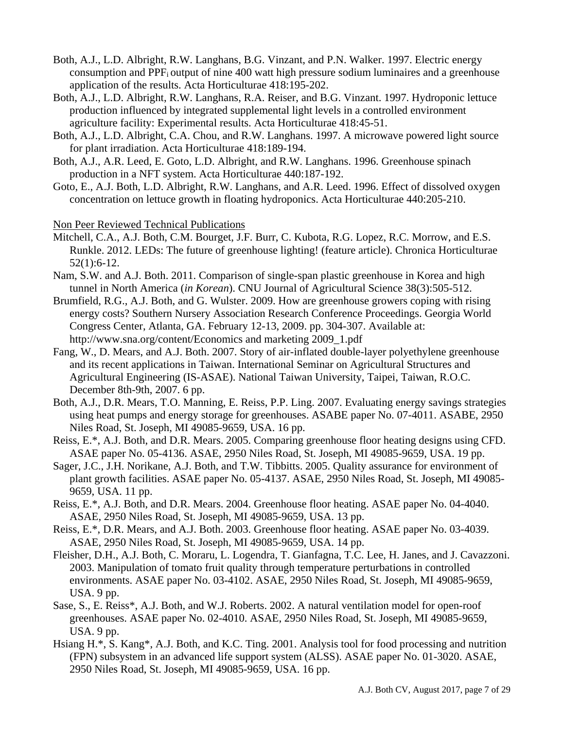Both, A.J., L.D. Albright, R.W. Langhans, B.G. Vinzant, and P.N. Walker. 1997. Electric energy consumption and $PPF_i$ output of nine 400 watt high pressure sodium luminaires and a greenhouse application of the results. Acta Horticulturae 418:195-202.

Both, A.J., L.D. Albright, R.W. Langhans, R.A. Reiser, and B.G. Vinzant. 1997. Hydroponic lettuce production influenced by integrated supplemental light levels in a controlled environment agriculture facility: Experimental results. Acta Horticulturae 418:45-51.

Both, A.J., L.D. Albright, C.A. Chou, and R.W. Langhans. 1997. A microwave powered light source for plant irradiation. Acta Horticulturae 418:189-194.

Both, A.J., A.R. Leed, E. Goto, L.D. Albright, and R.W. Langhans. 1996. Greenhouse spinach production in a NFT system. Acta Horticulturae 440:187-192.

Goto, E., A.J. Both, L.D. Albright, R.W. Langhans, and A.R. Leed. 1996. Effect of dissolved oxygen concentration on lettuce growth in floating hydroponics. Acta Horticulturae 440:205-210.

Non Peer Reviewed Technical Publications

Mitchell, C.A., A.J. Both, C.M. Bourget, J.F. Burr, C. Kubota, R.G. Lopez, R.C. Morrow, and E.S. Runkle. 2012. LEDs: The future of greenhouse lighting! (feature article). Chronica Horticulturae 52(1):6-12.

Nam, S.W. and A.J. Both. 2011. Comparison of single-span plastic greenhouse in Korea and high tunnel in North America (*in Korean*). CNU Journal of Agricultural Science 38(3):505-512.

Brumfield, R.G., A.J. Both, and G. Wulster. 2009. How are greenhouse growers coping with rising energy costs? Southern Nursery Association Research Conference Proceedings. Georgia World Congress Center, Atlanta, GA. February 12-13, 2009. pp. 304-307. Available at: http://www.sna.org/content/Economics and marketing 2009_1.pdf

Fang, W., D. Mears, and A.J. Both. 2007. Story of air-inflated double-layer polyethylene greenhouse and its recent applications in Taiwan. International Seminar on Agricultural Structures and Agricultural Engineering (IS-ASAE). National Taiwan University, Taipei, Taiwan, R.O.C. December 8th-9th, 2007. 6 pp.

Both, A.J., D.R. Mears, T.O. Manning, E. Reiss, P.P. Ling. 2007. Evaluating energy savings strategies using heat pumps and energy storage for greenhouses. ASABE paper No. 07-4011. ASABE, 2950 Niles Road, St. Joseph, MI 49085-9659, USA. 16 pp.

Reiss, E.*, A.J. Both, and D.R. Mears. 2005. Comparing greenhouse floor heating designs using CFD. ASAE paper No. 05-4136. ASAE, 2950 Niles Road, St. Joseph, MI 49085-9659, USA. 19 pp.

Sager, J.C., J.H. Norikane, A.J. Both, and T.W. Tibbitts. 2005. Quality assurance for environment of plant growth facilities. ASAE paper No. 05-4137. ASAE, 2950 Niles Road, St. Joseph, MI 49085-9659, USA. 11 pp.

Reiss, E.*, A.J. Both, and D.R. Mears. 2004. Greenhouse floor heating. ASAE paper No. 04-4040. ASAE, 2950 Niles Road, St. Joseph, MI 49085-9659, USA. 13 pp.

Reiss, E.*, D.R. Mears, and A.J. Both. 2003. Greenhouse floor heating. ASAE paper No. 03-4039. ASAE, 2950 Niles Road, St. Joseph, MI 49085-9659, USA. 14 pp.

Fleisher, D.H., A.J. Both, C. Moraru, L. Logendra, T. Gianfagna, T.C. Lee, H. Janes, and J. Cavazzoni. 2003. Manipulation of tomato fruit quality through temperature perturbations in controlled environments. ASAE paper No. 03-4102. ASAE, 2950 Niles Road, St. Joseph, MI 49085-9659, USA. 9 pp.

Sase, S., E. Reiss*, A.J. Both, and W.J. Roberts. 2002. A natural ventilation model for open-roof greenhouses. ASAE paper No. 02-4010. ASAE, 2950 Niles Road, St. Joseph, MI 49085-9659, USA. 9 pp.

Hsiang H.*, S. Kang*, A.J. Both, and K.C. Ting. 2001. Analysis tool for food processing and nutrition (FPN) subsystem in an advanced life support system (ALSS). ASAE paper No. 01-3020. ASAE, 2950 Niles Road, St. Joseph, MI 49085-9659, USA. 16 pp.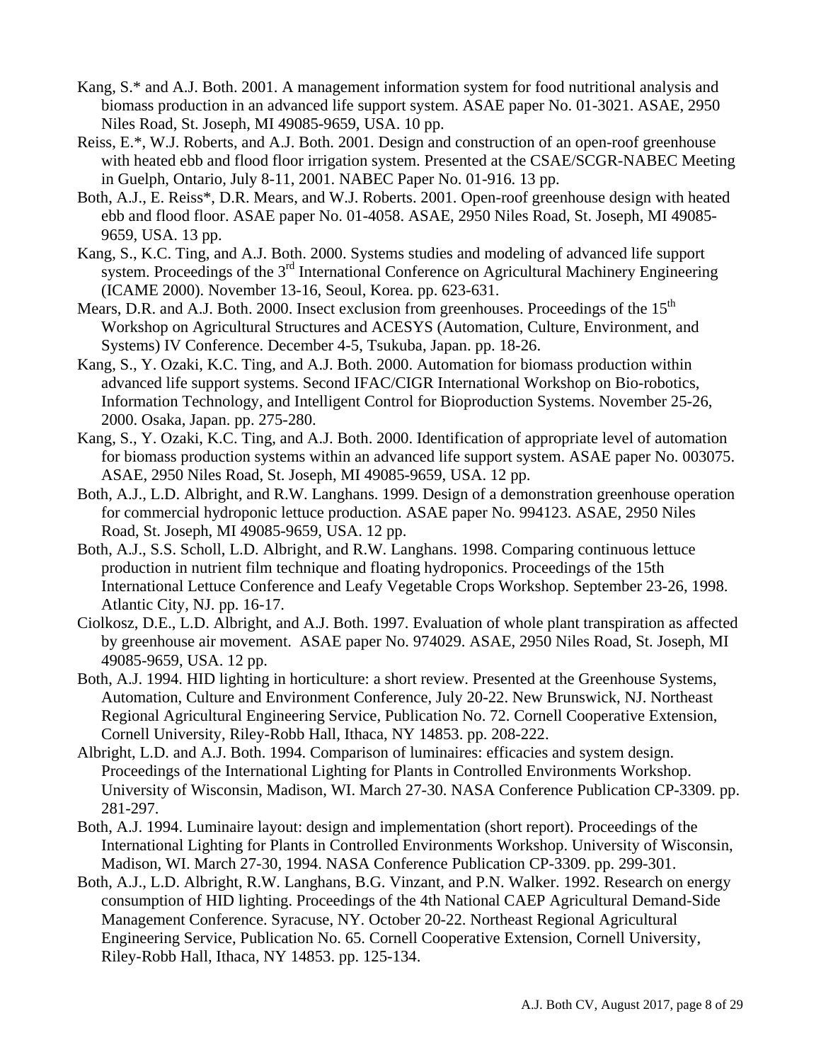Kang, S.* and A.J. Both. 2001. A management information system for food nutritional analysis and biomass production in an advanced life support system. ASAE paper No. 01-3021. ASAE, 2950 Niles Road, St. Joseph, MI 49085-9659, USA. 10 pp.

Reiss, E.*, W.J. Roberts, and A.J. Both. 2001. Design and construction of an open-roof greenhouse with heated ebb and flood floor irrigation system. Presented at the CSAE/SCGR-NABEC Meeting in Guelph, Ontario, July 8-11, 2001. NABEC Paper No. 01-916. 13 pp.

Both, A.J., E. Reiss*, D.R. Mears, and W.J. Roberts. 2001. Open-roof greenhouse design with heated ebb and flood floor. ASAE paper No. 01-4058. ASAE, 2950 Niles Road, St. Joseph, MI 49085-9659, USA. 13 pp.

Kang, S., K.C. Ting, and A.J. Both. 2000. Systems studies and modeling of advanced life support system. Proceedings of the 3rd International Conference on Agricultural Machinery Engineering (ICAME 2000). November 13-16, Seoul, Korea. pp. 623-631.

Mears, D.R. and A.J. Both. 2000. Insect exclusion from greenhouses. Proceedings of the 15th Workshop on Agricultural Structures and ACESYS (Automation, Culture, Environment, and Systems) IV Conference. December 4-5, Tsukuba, Japan. pp. 18-26.

Kang, S., Y. Ozaki, K.C. Ting, and A.J. Both. 2000. Automation for biomass production within advanced life support systems. Second IFAC/CIGR International Workshop on Bio-robotics, Information Technology, and Intelligent Control for Bioproduction Systems. November 25-26, 2000. Osaka, Japan. pp. 275-280.

Kang, S., Y. Ozaki, K.C. Ting, and A.J. Both. 2000. Identification of appropriate level of automation for biomass production systems within an advanced life support system. ASAE paper No. 003075. ASAE, 2950 Niles Road, St. Joseph, MI 49085-9659, USA. 12 pp.

Both, A.J., L.D. Albright, and R.W. Langhans. 1999. Design of a demonstration greenhouse operation for commercial hydroponic lettuce production. ASAE paper No. 994123. ASAE, 2950 Niles Road, St. Joseph, MI 49085-9659, USA. 12 pp.

Both, A.J., S.S. Scholl, L.D. Albright, and R.W. Langhans. 1998. Comparing continuous lettuce production in nutrient film technique and floating hydroponics. Proceedings of the 15th International Lettuce Conference and Leafy Vegetable Crops Workshop. September 23-26, 1998. Atlantic City, NJ. pp. 16-17.

Ciolkosz, D.E., L.D. Albright, and A.J. Both. 1997. Evaluation of whole plant transpiration as affected by greenhouse air movement. ASAE paper No. 974029. ASAE, 2950 Niles Road, St. Joseph, MI 49085-9659, USA. 12 pp.

Both, A.J. 1994. HID lighting in horticulture: a short review. Presented at the Greenhouse Systems, Automation, Culture and Environment Conference, July 20-22. New Brunswick, NJ. Northeast Regional Agricultural Engineering Service, Publication No. 72. Cornell Cooperative Extension, Cornell University, Riley-Robb Hall, Ithaca, NY 14853. pp. 208-222.

Albright, L.D. and A.J. Both. 1994. Comparison of luminaires: efficacies and system design. Proceedings of the International Lighting for Plants in Controlled Environments Workshop. University of Wisconsin, Madison, WI. March 27-30. NASA Conference Publication CP-3309. pp. 281-297.

Both, A.J. 1994. Luminaire layout: design and implementation (short report). Proceedings of the International Lighting for Plants in Controlled Environments Workshop. University of Wisconsin, Madison, WI. March 27-30, 1994. NASA Conference Publication CP-3309. pp. 299-301.

Both, A.J., L.D. Albright, R.W. Langhans, B.G. Vinzant, and P.N. Walker. 1992. Research on energy consumption of HID lighting. Proceedings of the 4th National CAEP Agricultural Demand-Side Management Conference. Syracuse, NY. October 20-22. Northeast Regional Agricultural Engineering Service, Publication No. 65. Cornell Cooperative Extension, Cornell University, Riley-Robb Hall, Ithaca, NY 14853. pp. 125-134.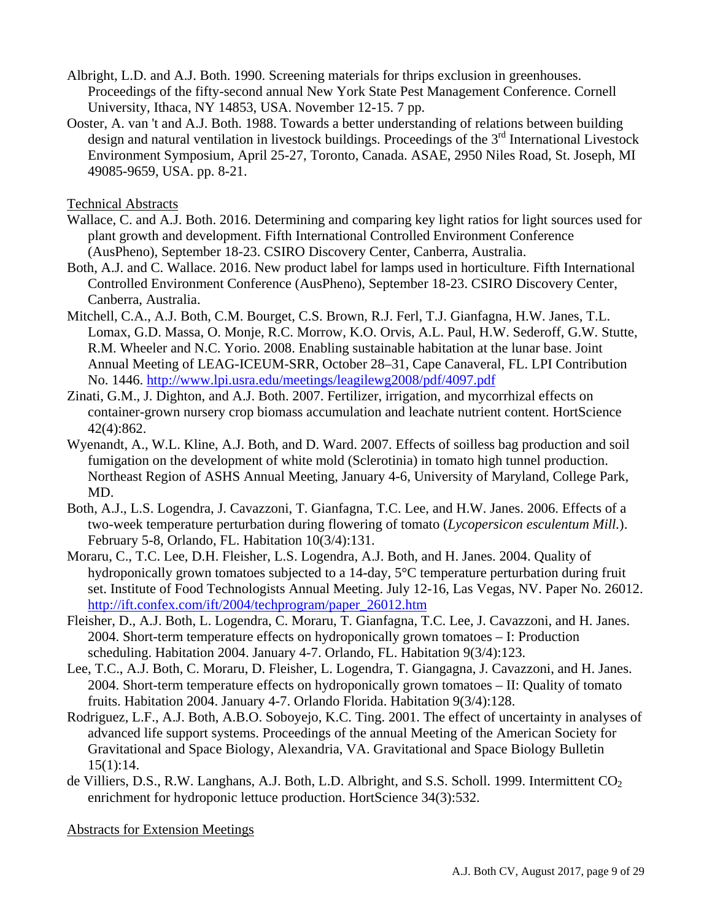Albright, L.D. and A.J. Both. 1990. Screening materials for thrips exclusion in greenhouses. Proceedings of the fifty-second annual New York State Pest Management Conference. Cornell University, Ithaca, NY 14853, USA. November 12-15. 7 pp.

Ooster, A. van 't and A.J. Both. 1988. Towards a better understanding of relations between building design and natural ventilation in livestock buildings. Proceedings of the 3rd International Livestock Environment Symposium, April 25-27, Toronto, Canada. ASAE, 2950 Niles Road, St. Joseph, MI 49085-9659, USA. pp. 8-21.

<u>Technical Abstracts</u>

Wallace, C. and A.J. Both. 2016. Determining and comparing key light ratios for light sources used for plant growth and development. Fifth International Controlled Environment Conference (AusPheno), September 18-23. CSIRO Discovery Center, Canberra, Australia.

Both, A.J. and C. Wallace. 2016. New product label for lamps used in horticulture. Fifth International Controlled Environment Conference (AusPheno), September 18-23. CSIRO Discovery Center, Canberra, Australia.

Mitchell, C.A., A.J. Both, C.M. Bourget, C.S. Brown, R.J. Ferl, T.J. Gianfagna, H.W. Janes, T.L. Lomax, G.D. Massa, O. Monje, R.C. Morrow, K.O. Orvis, A.L. Paul, H.W. Sederoff, G.W. Stutte, R.M. Wheeler and N.C. Yorio. 2008. Enabling sustainable habitation at the lunar base. Joint Annual Meeting of LEAG-ICEUM-SRR, October 28–31, Cape Canaveral, FL. LPI Contribution No. 1446. http://www.lpi.usra.edu/meetings/leagilewg2008/pdf/4097.pdf

Zinati, G.M., J. Dighton, and A.J. Both. 2007. Fertilizer, irrigation, and mycorrhizal effects on container-grown nursery crop biomass accumulation and leachate nutrient content. HortScience 42(4):862.

Wyenandt, A., W.L. Kline, A.J. Both, and D. Ward. 2007. Effects of soilless bag production and soil fumigation on the development of white mold (Sclerotinia) in tomato high tunnel production. Northeast Region of ASHS Annual Meeting, January 4-6, University of Maryland, College Park, MD.

Both, A.J., L.S. Logendra, J. Cavazzoni, T. Gianfagna, T.C. Lee, and H.W. Janes. 2006. Effects of a two-week temperature perturbation during flowering of tomato (*Lycopersicon esculentum Mill.*). February 5-8, Orlando, FL. Habitation 10(3/4):131.

Moraru, C., T.C. Lee, D.H. Fleisher, L.S. Logendra, A.J. Both, and H. Janes. 2004. Quality of hydroponically grown tomatoes subjected to a 14-day, 5°C temperature perturbation during fruit set. Institute of Food Technologists Annual Meeting. July 12-16, Las Vegas, NV. Paper No. 26012. http://ift.confex.com/ift/2004/techprogram/paper_26012.htm

Fleisher, D., A.J. Both, L. Logendra, C. Moraru, T. Gianfagna, T.C. Lee, J. Cavazzoni, and H. Janes. 2004. Short-term temperature effects on hydroponically grown tomatoes – I: Production scheduling. Habitation 2004. January 4-7. Orlando, FL. Habitation 9(3/4):123.

Lee, T.C., A.J. Both, C. Moraru, D. Fleisher, L. Logendra, T. Giangagna, J. Cavazzoni, and H. Janes. 2004. Short-term temperature effects on hydroponically grown tomatoes – II: Quality of tomato fruits. Habitation 2004. January 4-7. Orlando Florida. Habitation 9(3/4):128.

Rodriguez, L.F., A.J. Both, A.B.O. Soboyejo, K.C. Ting. 2001. The effect of uncertainty in analyses of advanced life support systems. Proceedings of the annual Meeting of the American Society for Gravitational and Space Biology, Alexandria, VA. Gravitational and Space Biology Bulletin 15(1):14.

de Villiers, D.S., R.W. Langhans, A.J. Both, L.D. Albright, and S.S. Scholl. 1999. Intermittent $CO_2$ enrichment for hydroponic lettuce production. HortScience 34(3):532.

<u>Abstracts for Extension Meetings</u>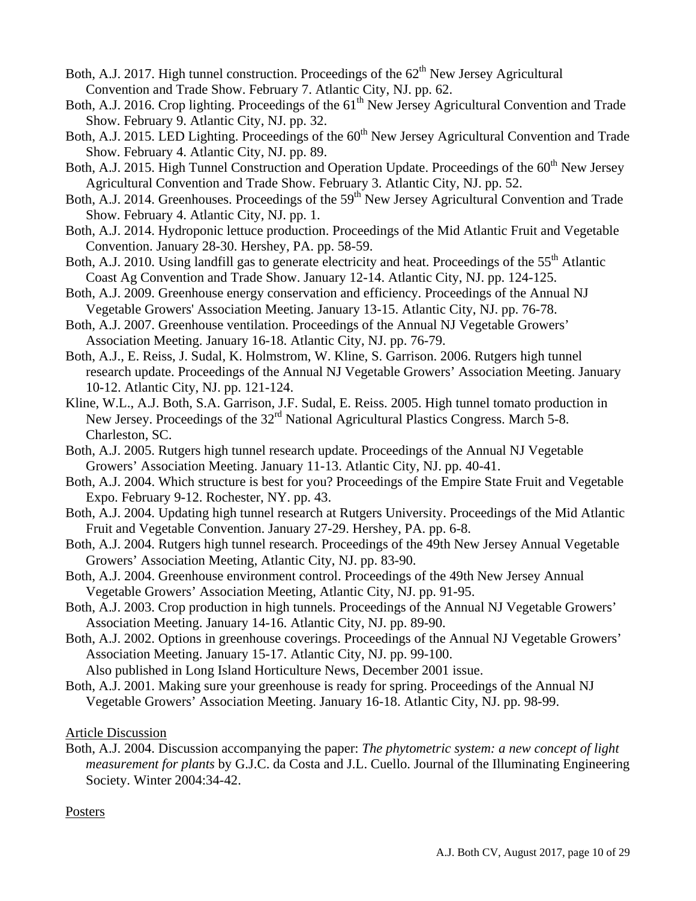Both, A.J. 2017. High tunnel construction. Proceedings of the 62$^{th}$ New Jersey Agricultural Convention and Trade Show. February 7. Atlantic City, NJ. pp. 62.

Both, A.J. 2016. Crop lighting. Proceedings of the 61$^{th}$ New Jersey Agricultural Convention and Trade Show. February 9. Atlantic City, NJ. pp. 32.

Both, A.J. 2015. LED Lighting. Proceedings of the 60$^{th}$ New Jersey Agricultural Convention and Trade Show. February 4. Atlantic City, NJ. pp. 89.

Both, A.J. 2015. High Tunnel Construction and Operation Update. Proceedings of the 60$^{th}$ New Jersey Agricultural Convention and Trade Show. February 3. Atlantic City, NJ. pp. 52.

Both, A.J. 2014. Greenhouses. Proceedings of the 59$^{th}$ New Jersey Agricultural Convention and Trade Show. February 4. Atlantic City, NJ. pp. 1.

Both, A.J. 2014. Hydroponic lettuce production. Proceedings of the Mid Atlantic Fruit and Vegetable Convention. January 28-30. Hershey, PA. pp. 58-59.

Both, A.J. 2010. Using landfill gas to generate electricity and heat. Proceedings of the 55$^{th}$ Atlantic Coast Ag Convention and Trade Show. January 12-14. Atlantic City, NJ. pp. 124-125.

Both, A.J. 2009. Greenhouse energy conservation and efficiency. Proceedings of the Annual NJ Vegetable Growers' Association Meeting. January 13-15. Atlantic City, NJ. pp. 76-78.

Both, A.J. 2007. Greenhouse ventilation. Proceedings of the Annual NJ Vegetable Growers' Association Meeting. January 16-18. Atlantic City, NJ. pp. 76-79.

Both, A.J., E. Reiss, J. Sudal, K. Holmstrom, W. Kline, S. Garrison. 2006. Rutgers high tunnel research update. Proceedings of the Annual NJ Vegetable Growers' Association Meeting. January 10-12. Atlantic City, NJ. pp. 121-124.

Kline, W.L., A.J. Both, S.A. Garrison, J.F. Sudal, E. Reiss. 2005. High tunnel tomato production in New Jersey. Proceedings of the 32$^{rd}$ National Agricultural Plastics Congress. March 5-8. Charleston, SC.

Both, A.J. 2005. Rutgers high tunnel research update. Proceedings of the Annual NJ Vegetable Growers' Association Meeting. January 11-13. Atlantic City, NJ. pp. 40-41.

Both, A.J. 2004. Which structure is best for you? Proceedings of the Empire State Fruit and Vegetable Expo. February 9-12. Rochester, NY. pp. 43.

Both, A.J. 2004. Updating high tunnel research at Rutgers University. Proceedings of the Mid Atlantic Fruit and Vegetable Convention. January 27-29. Hershey, PA. pp. 6-8.

Both, A.J. 2004. Rutgers high tunnel research. Proceedings of the 49th New Jersey Annual Vegetable Growers' Association Meeting, Atlantic City, NJ. pp. 83-90.

Both, A.J. 2004. Greenhouse environment control. Proceedings of the 49th New Jersey Annual Vegetable Growers' Association Meeting, Atlantic City, NJ. pp. 91-95.

Both, A.J. 2003. Crop production in high tunnels. Proceedings of the Annual NJ Vegetable Growers' Association Meeting. January 14-16. Atlantic City, NJ. pp. 89-90.

Both, A.J. 2002. Options in greenhouse coverings. Proceedings of the Annual NJ Vegetable Growers' Association Meeting. January 15-17. Atlantic City, NJ. pp. 99-100.
Also published in Long Island Horticulture News, December 2001 issue.

Both, A.J. 2001. Making sure your greenhouse is ready for spring. Proceedings of the Annual NJ Vegetable Growers' Association Meeting. January 16-18. Atlantic City, NJ. pp. 98-99.

Article Discussion

Both, A.J. 2004. Discussion accompanying the paper: *The phytometric system: a new concept of light measurement for plants* by G.J.C. da Costa and J.L. Cuello. Journal of the Illuminating Engineering Society. Winter 2004:34-42.

Posters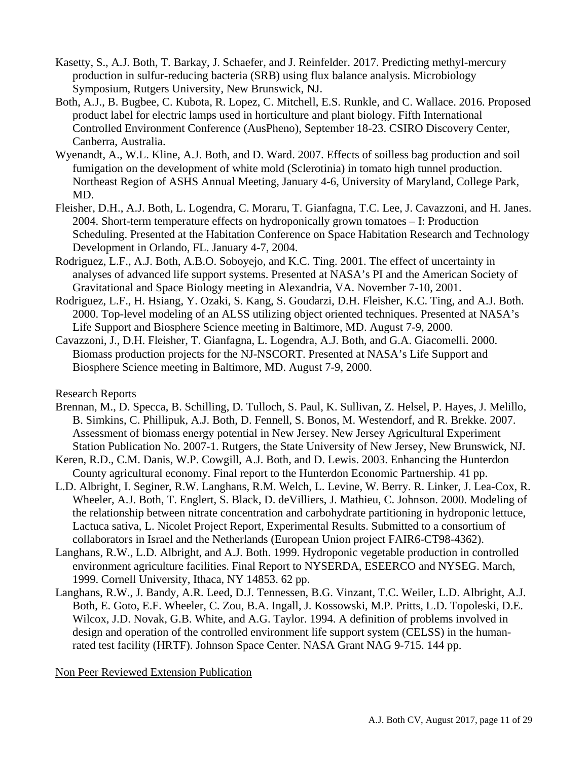Kasetty, S., A.J. Both, T. Barkay, J. Schaefer, and J. Reinfelder. 2017. Predicting methyl-mercury production in sulfur-reducing bacteria (SRB) using flux balance analysis. Microbiology Symposium, Rutgers University, New Brunswick, NJ.

Both, A.J., B. Bugbee, C. Kubota, R. Lopez, C. Mitchell, E.S. Runkle, and C. Wallace. 2016. Proposed product label for electric lamps used in horticulture and plant biology. Fifth International Controlled Environment Conference (AusPheno), September 18-23. CSIRO Discovery Center, Canberra, Australia.

Wyenandt, A., W.L. Kline, A.J. Both, and D. Ward. 2007. Effects of soilless bag production and soil fumigation on the development of white mold (Sclerotinia) in tomato high tunnel production. Northeast Region of ASHS Annual Meeting, January 4-6, University of Maryland, College Park, MD.

Fleisher, D.H., A.J. Both, L. Logendra, C. Moraru, T. Gianfagna, T.C. Lee, J. Cavazzoni, and H. Janes. 2004. Short-term temperature effects on hydroponically grown tomatoes – I: Production Scheduling. Presented at the Habitation Conference on Space Habitation Research and Technology Development in Orlando, FL. January 4-7, 2004.

Rodriguez, L.F., A.J. Both, A.B.O. Soboyejo, and K.C. Ting. 2001. The effect of uncertainty in analyses of advanced life support systems. Presented at NASA's PI and the American Society of Gravitational and Space Biology meeting in Alexandria, VA. November 7-10, 2001.

Rodriguez, L.F., H. Hsiang, Y. Ozaki, S. Kang, S. Goudarzi, D.H. Fleisher, K.C. Ting, and A.J. Both. 2000. Top-level modeling of an ALSS utilizing object oriented techniques. Presented at NASA's Life Support and Biosphere Science meeting in Baltimore, MD. August 7-9, 2000.

Cavazzoni, J., D.H. Fleisher, T. Gianfagna, L. Logendra, A.J. Both, and G.A. Giacomelli. 2000. Biomass production projects for the NJ-NSCORT. Presented at NASA's Life Support and Biosphere Science meeting in Baltimore, MD. August 7-9, 2000.

## Research Reports

Brennan, M., D. Specca, B. Schilling, D. Tulloch, S. Paul, K. Sullivan, Z. Helsel, P. Hayes, J. Melillo, B. Simkins, C. Phillipuk, A.J. Both, D. Fennell, S. Bonos, M. Westendorf, and R. Brekke. 2007. Assessment of biomass energy potential in New Jersey. New Jersey Agricultural Experiment Station Publication No. 2007-1. Rutgers, the State University of New Jersey, New Brunswick, NJ.

Keren, R.D., C.M. Danis, W.P. Cowgill, A.J. Both, and D. Lewis. 2003. Enhancing the Hunterdon County agricultural economy. Final report to the Hunterdon Economic Partnership. 41 pp.

L.D. Albright, I. Seginer, R.W. Langhans, R.M. Welch, L. Levine, W. Berry. R. Linker, J. Lea-Cox, R. Wheeler, A.J. Both, T. Englert, S. Black, D. deVilliers, J. Mathieu, C. Johnson. 2000. Modeling of the relationship between nitrate concentration and carbohydrate partitioning in hydroponic lettuce, Lactuca sativa, L. Nicolet Project Report, Experimental Results. Submitted to a consortium of collaborators in Israel and the Netherlands (European Union project FAIR6-CT98-4362).

Langhans, R.W., L.D. Albright, and A.J. Both. 1999. Hydroponic vegetable production in controlled environment agriculture facilities. Final Report to NYSERDA, ESEERCO and NYSEG. March, 1999. Cornell University, Ithaca, NY 14853. 62 pp.

Langhans, R.W., J. Bandy, A.R. Leed, D.J. Tennessen, B.G. Vinzant, T.C. Weiler, L.D. Albright, A.J. Both, E. Goto, E.F. Wheeler, C. Zou, B.A. Ingall, J. Kossowski, M.P. Pritts, L.D. Topoleski, D.E. Wilcox, J.D. Novak, G.B. White, and A.G. Taylor. 1994. A definition of problems involved in design and operation of the controlled environment life support system (CELSS) in the human-rated test facility (HRTF). Johnson Space Center. NASA Grant NAG 9-715. 144 pp.

## Non Peer Reviewed Extension Publication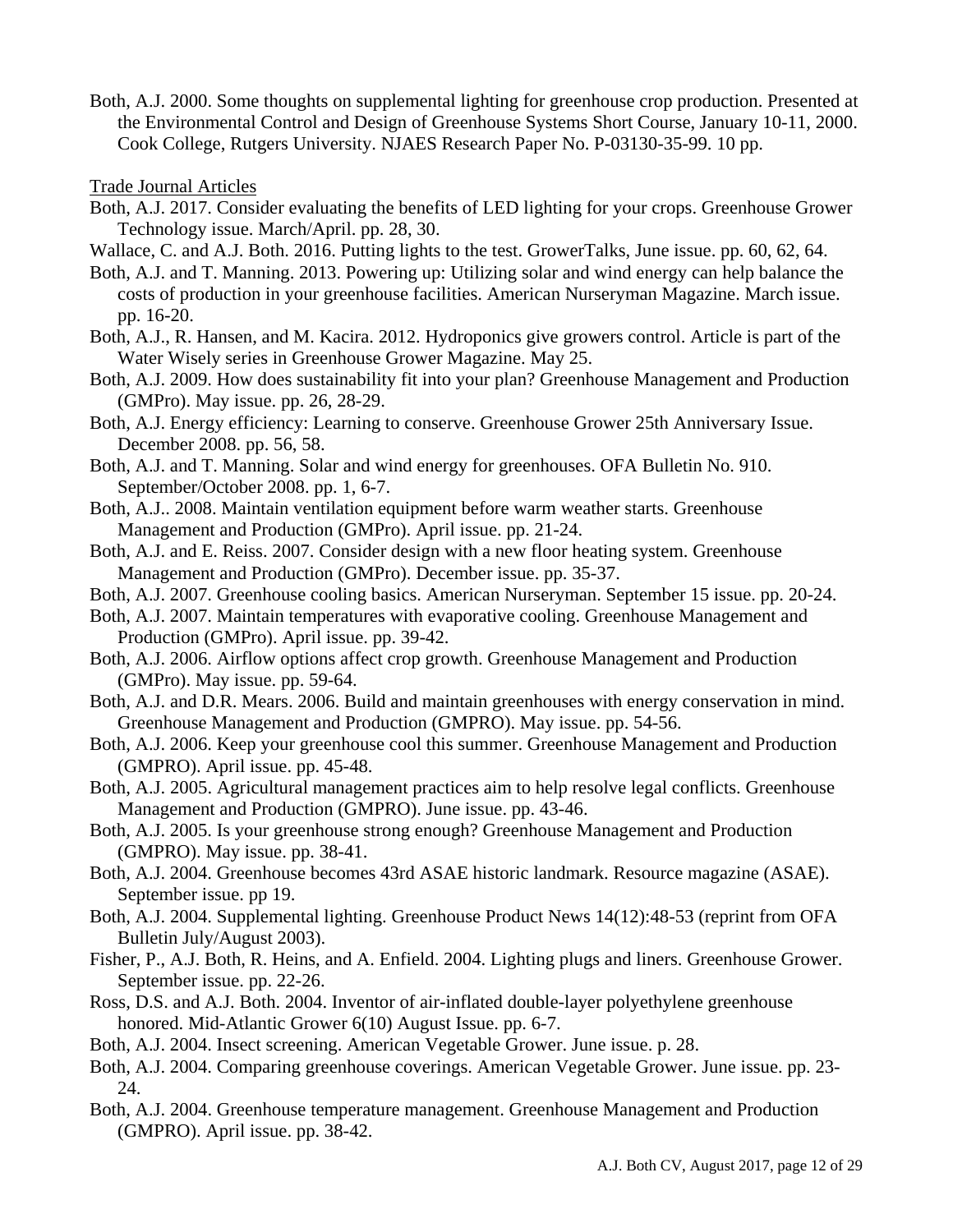Both, A.J. 2000. Some thoughts on supplemental lighting for greenhouse crop production. Presented at the Environmental Control and Design of Greenhouse Systems Short Course, January 10-11, 2000. Cook College, Rutgers University. NJAES Research Paper No. P-03130-35-99. 10 pp.

Trade Journal Articles

Both, A.J. 2017. Consider evaluating the benefits of LED lighting for your crops. Greenhouse Grower Technology issue. March/April. pp. 28, 30.

Wallace, C. and A.J. Both. 2016. Putting lights to the test. GrowerTalks, June issue. pp. 60, 62, 64.

Both, A.J. and T. Manning. 2013. Powering up: Utilizing solar and wind energy can help balance the costs of production in your greenhouse facilities. American Nurseryman Magazine. March issue. pp. 16-20.

Both, A.J., R. Hansen, and M. Kacira. 2012. Hydroponics give growers control. Article is part of the Water Wisely series in Greenhouse Grower Magazine. May 25.

Both, A.J. 2009. How does sustainability fit into your plan? Greenhouse Management and Production (GMPro). May issue. pp. 26, 28-29.

Both, A.J. Energy efficiency: Learning to conserve. Greenhouse Grower 25th Anniversary Issue. December 2008. pp. 56, 58.

Both, A.J. and T. Manning. Solar and wind energy for greenhouses. OFA Bulletin No. 910. September/October 2008. pp. 1, 6-7.

Both, A.J.. 2008. Maintain ventilation equipment before warm weather starts. Greenhouse Management and Production (GMPro). April issue. pp. 21-24.

Both, A.J. and E. Reiss. 2007. Consider design with a new floor heating system. Greenhouse Management and Production (GMPro). December issue. pp. 35-37.

Both, A.J. 2007. Greenhouse cooling basics. American Nurseryman. September 15 issue. pp. 20-24.

Both, A.J. 2007. Maintain temperatures with evaporative cooling. Greenhouse Management and Production (GMPro). April issue. pp. 39-42.

Both, A.J. 2006. Airflow options affect crop growth. Greenhouse Management and Production (GMPro). May issue. pp. 59-64.

Both, A.J. and D.R. Mears. 2006. Build and maintain greenhouses with energy conservation in mind. Greenhouse Management and Production (GMPRO). May issue. pp. 54-56.

Both, A.J. 2006. Keep your greenhouse cool this summer. Greenhouse Management and Production (GMPRO). April issue. pp. 45-48.

Both, A.J. 2005. Agricultural management practices aim to help resolve legal conflicts. Greenhouse Management and Production (GMPRO). June issue. pp. 43-46.

Both, A.J. 2005. Is your greenhouse strong enough? Greenhouse Management and Production (GMPRO). May issue. pp. 38-41.

Both, A.J. 2004. Greenhouse becomes 43rd ASAE historic landmark. Resource magazine (ASAE). September issue. pp 19.

Both, A.J. 2004. Supplemental lighting. Greenhouse Product News 14(12):48-53 (reprint from OFA Bulletin July/August 2003).

Fisher, P., A.J. Both, R. Heins, and A. Enfield. 2004. Lighting plugs and liners. Greenhouse Grower. September issue. pp. 22-26.

Ross, D.S. and A.J. Both. 2004. Inventor of air-inflated double-layer polyethylene greenhouse honored. Mid-Atlantic Grower 6(10) August Issue. pp. 6-7.

Both, A.J. 2004. Insect screening. American Vegetable Grower. June issue. p. 28.

Both, A.J. 2004. Comparing greenhouse coverings. American Vegetable Grower. June issue. pp. 23-24.

Both, A.J. 2004. Greenhouse temperature management. Greenhouse Management and Production (GMPRO). April issue. pp. 38-42.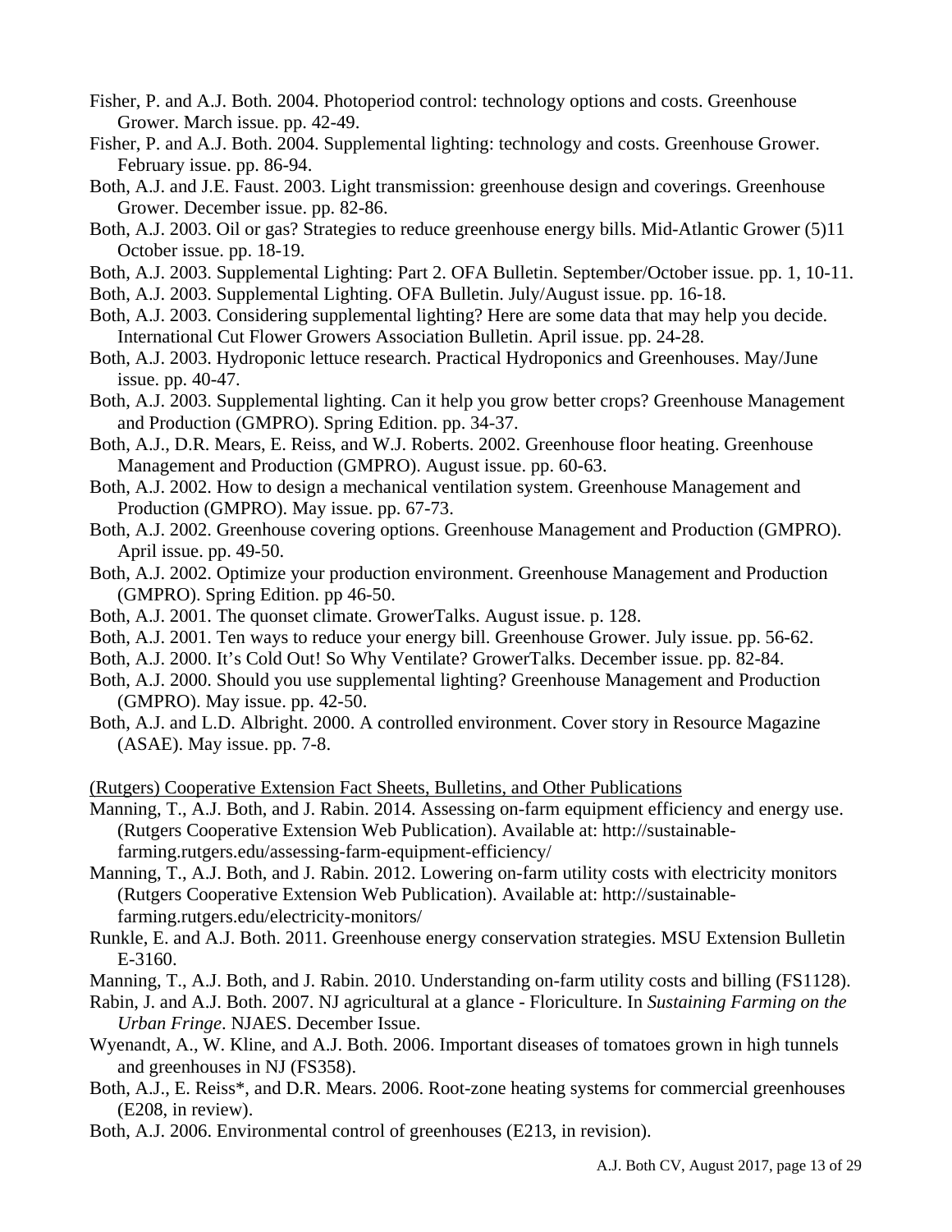Fisher, P. and A.J. Both. 2004. Photoperiod control: technology options and costs. Greenhouse Grower. March issue. pp. 42-49.

Fisher, P. and A.J. Both. 2004. Supplemental lighting: technology and costs. Greenhouse Grower. February issue. pp. 86-94.

Both, A.J. and J.E. Faust. 2003. Light transmission: greenhouse design and coverings. Greenhouse Grower. December issue. pp. 82-86.

Both, A.J. 2003. Oil or gas? Strategies to reduce greenhouse energy bills. Mid-Atlantic Grower (5)11 October issue. pp. 18-19.

Both, A.J. 2003. Supplemental Lighting: Part 2. OFA Bulletin. September/October issue. pp. 1, 10-11.

Both, A.J. 2003. Supplemental Lighting. OFA Bulletin. July/August issue. pp. 16-18.

Both, A.J. 2003. Considering supplemental lighting? Here are some data that may help you decide. International Cut Flower Growers Association Bulletin. April issue. pp. 24-28.

Both, A.J. 2003. Hydroponic lettuce research. Practical Hydroponics and Greenhouses. May/June issue. pp. 40-47.

Both, A.J. 2003. Supplemental lighting. Can it help you grow better crops? Greenhouse Management and Production (GMPRO). Spring Edition. pp. 34-37.

Both, A.J., D.R. Mears, E. Reiss, and W.J. Roberts. 2002. Greenhouse floor heating. Greenhouse Management and Production (GMPRO). August issue. pp. 60-63.

Both, A.J. 2002. How to design a mechanical ventilation system. Greenhouse Management and Production (GMPRO). May issue. pp. 67-73.

Both, A.J. 2002. Greenhouse covering options. Greenhouse Management and Production (GMPRO). April issue. pp. 49-50.

Both, A.J. 2002. Optimize your production environment. Greenhouse Management and Production (GMPRO). Spring Edition. pp 46-50.

Both, A.J. 2001. The quonset climate. GrowerTalks. August issue. p. 128.

Both, A.J. 2001. Ten ways to reduce your energy bill. Greenhouse Grower. July issue. pp. 56-62.

Both, A.J. 2000. It's Cold Out! So Why Ventilate? GrowerTalks. December issue. pp. 82-84.

Both, A.J. 2000. Should you use supplemental lighting? Greenhouse Management and Production (GMPRO). May issue. pp. 42-50.

Both, A.J. and L.D. Albright. 2000. A controlled environment. Cover story in Resource Magazine (ASAE). May issue. pp. 7-8.

<u>(Rutgers) Cooperative Extension Fact Sheets, Bulletins, and Other Publications</u>

Manning, T., A.J. Both, and J. Rabin. 2014. Assessing on-farm equipment efficiency and energy use. (Rutgers Cooperative Extension Web Publication). Available at: http://sustainable-farming.rutgers.edu/assessing-farm-equipment-efficiency/

Manning, T., A.J. Both, and J. Rabin. 2012. Lowering on-farm utility costs with electricity monitors (Rutgers Cooperative Extension Web Publication). Available at: http://sustainable-farming.rutgers.edu/electricity-monitors/

Runkle, E. and A.J. Both. 2011. Greenhouse energy conservation strategies. MSU Extension Bulletin E-3160.

Manning, T., A.J. Both, and J. Rabin. 2010. Understanding on-farm utility costs and billing (FS1128).

Rabin, J. and A.J. Both. 2007. NJ agricultural at a glance - Floriculture. In *Sustaining Farming on the Urban Fringe*. NJAES. December Issue.

Wyenandt, A., W. Kline, and A.J. Both. 2006. Important diseases of tomatoes grown in high tunnels and greenhouses in NJ (FS358).

Both, A.J., E. Reiss*, and D.R. Mears. 2006. Root-zone heating systems for commercial greenhouses (E208, in review).

Both, A.J. 2006. Environmental control of greenhouses (E213, in revision).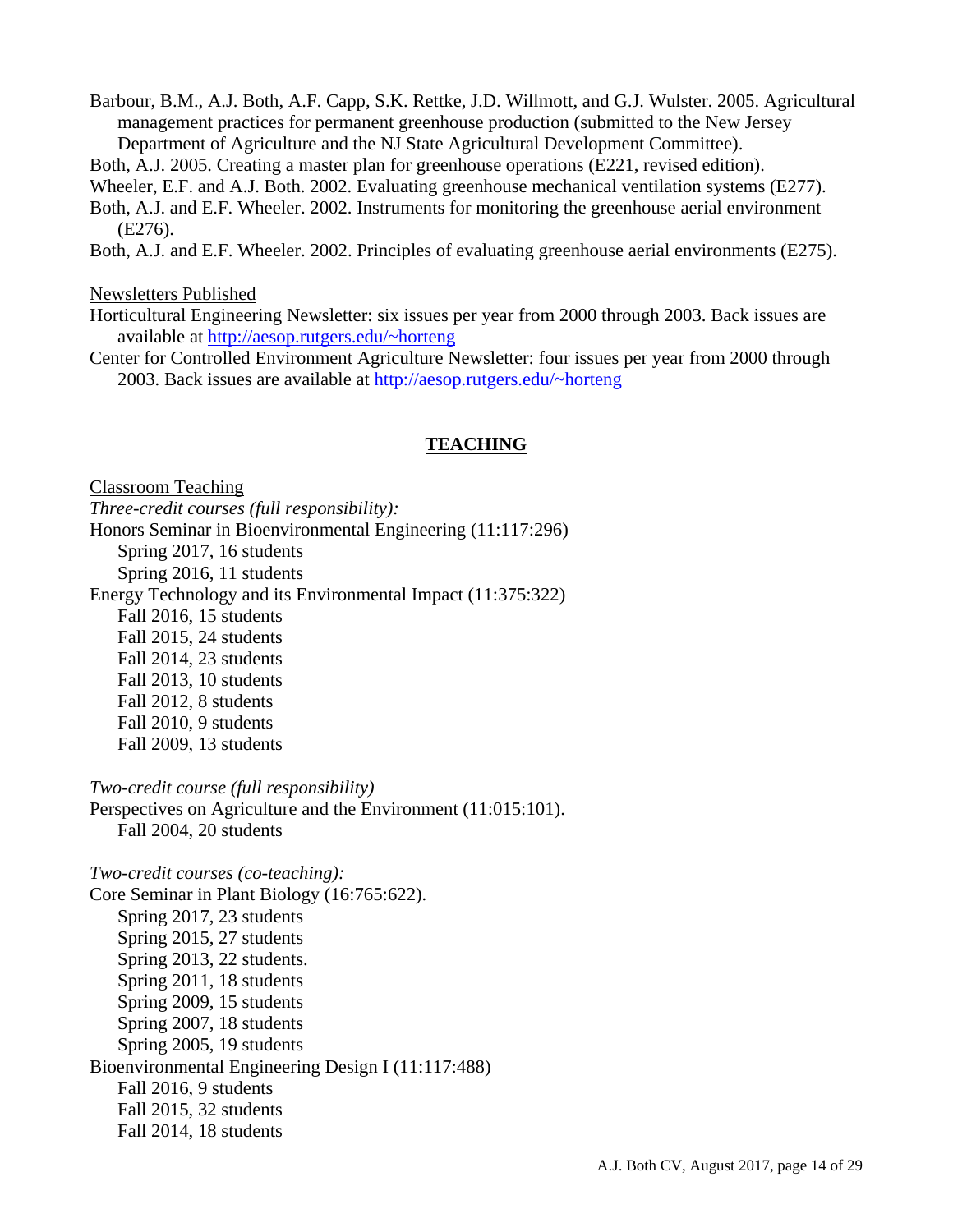Barbour, B.M., A.J. Both, A.F. Capp, S.K. Rettke, J.D. Willmott, and G.J. Wulster. 2005. Agricultural management practices for permanent greenhouse production (submitted to the New Jersey Department of Agriculture and the NJ State Agricultural Development Committee).

Both, A.J. 2005. Creating a master plan for greenhouse operations (E221, revised edition).

Wheeler, E.F. and A.J. Both. 2002. Evaluating greenhouse mechanical ventilation systems (E277).

Both, A.J. and E.F. Wheeler. 2002. Instruments for monitoring the greenhouse aerial environment (E276).

Both, A.J. and E.F. Wheeler. 2002. Principles of evaluating greenhouse aerial environments (E275).

Newsletters Published

Horticultural Engineering Newsletter: six issues per year from 2000 through 2003. Back issues are available at http://aesop.rutgers.edu/~horteng

Center for Controlled Environment Agriculture Newsletter: four issues per year from 2000 through 2003. Back issues are available at http://aesop.rutgers.edu/~horteng

## TEACHING

Classroom Teaching

*Three-credit courses (full responsibility):*

Honors Seminar in Bioenvironmental Engineering (11:117:296)
- Spring 2017, 16 students
- Spring 2016, 11 students

Energy Technology and its Environmental Impact (11:375:322)
- Fall 2016, 15 students
- Fall 2015, 24 students
- Fall 2014, 23 students
- Fall 2013, 10 students
- Fall 2012, 8 students
- Fall 2010, 9 students
- Fall 2009, 13 students

*Two-credit course (full responsibility)*

Perspectives on Agriculture and the Environment (11:015:101).
- Fall 2004, 20 students

*Two-credit courses (co-teaching):*

Core Seminar in Plant Biology (16:765:622).
- Spring 2017, 23 students
- Spring 2015, 27 students
- Spring 2013, 22 students.
- Spring 2011, 18 students
- Spring 2009, 15 students
- Spring 2007, 18 students
- Spring 2005, 19 students

Bioenvironmental Engineering Design I (11:117:488)
- Fall 2016, 9 students
- Fall 2015, 32 students
- Fall 2014, 18 students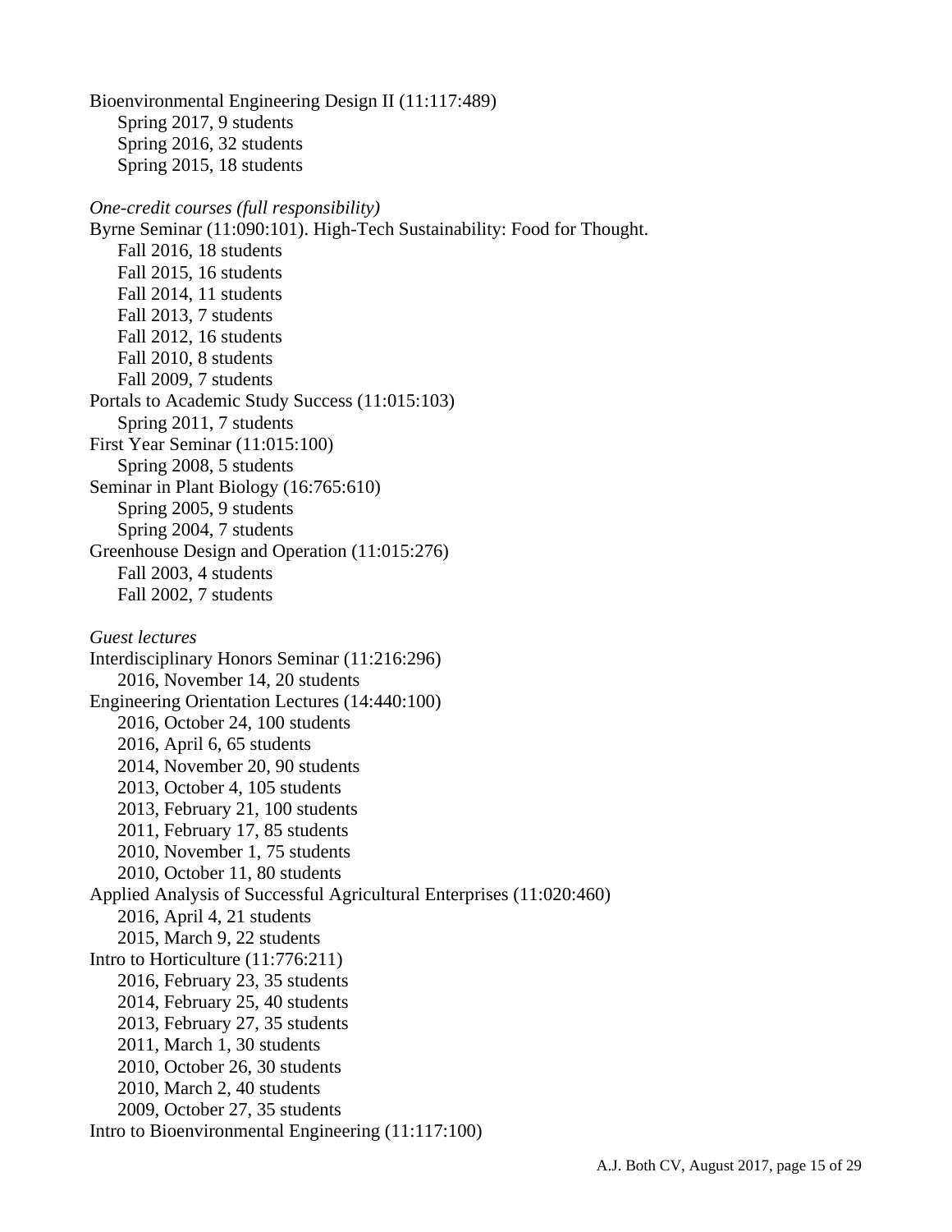Bioenvironmental Engineering Design II (11:117:489)
    Spring 2017, 9 students
    Spring 2016, 32 students
    Spring 2015, 18 students

*One-credit courses (full responsibility)*

Byrne Seminar (11:090:101). High-Tech Sustainability: Food for Thought.
    Fall 2016, 18 students
    Fall 2015, 16 students
    Fall 2014, 11 students
    Fall 2013, 7 students
    Fall 2012, 16 students
    Fall 2010, 8 students
    Fall 2009, 7 students
Portals to Academic Study Success (11:015:103)
    Spring 2011, 7 students
First Year Seminar (11:015:100)
    Spring 2008, 5 students
Seminar in Plant Biology (16:765:610)
    Spring 2005, 9 students
    Spring 2004, 7 students
Greenhouse Design and Operation (11:015:276)
    Fall 2003, 4 students
    Fall 2002, 7 students

*Guest lectures*

Interdisciplinary Honors Seminar (11:216:296)
    2016, November 14, 20 students
Engineering Orientation Lectures (14:440:100)
    2016, October 24, 100 students
    2016, April 6, 65 students
    2014, November 20, 90 students
    2013, October 4, 105 students
    2013, February 21, 100 students
    2011, February 17, 85 students
    2010, November 1, 75 students
    2010, October 11, 80 students
Applied Analysis of Successful Agricultural Enterprises (11:020:460)
    2016, April 4, 21 students
    2015, March 9, 22 students
Intro to Horticulture (11:776:211)
    2016, February 23, 35 students
    2014, February 25, 40 students
    2013, February 27, 35 students
    2011, March 1, 30 students
    2010, October 26, 30 students
    2010, March 2, 40 students
    2009, October 27, 35 students
Intro to Bioenvironmental Engineering (11:117:100)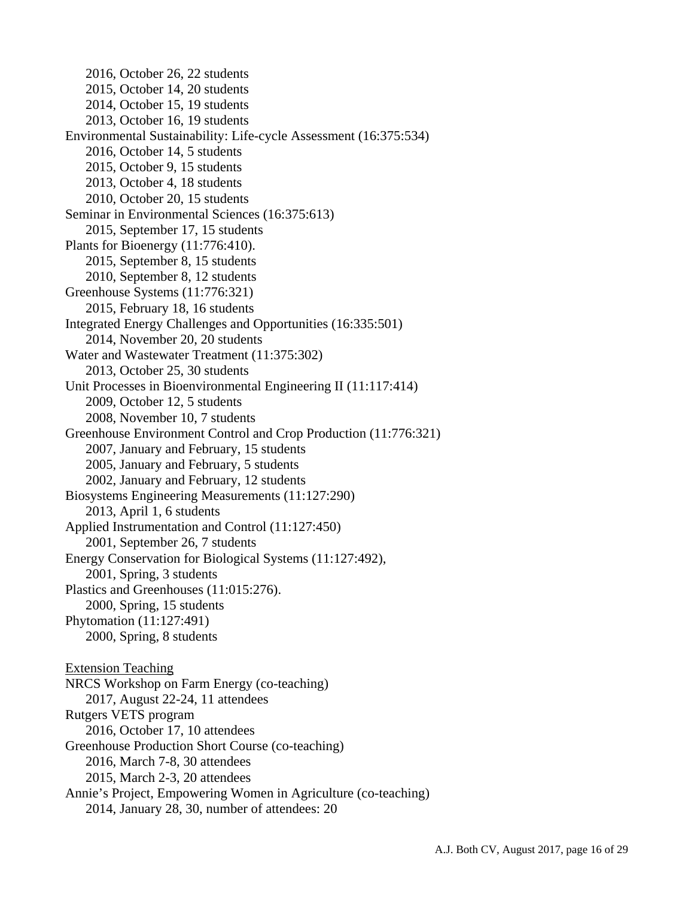2016, October 26, 22 students
2015, October 14, 20 students
2014, October 15, 19 students
2013, October 16, 19 students

Environmental Sustainability: Life-cycle Assessment (16:375:534)
2016, October 14, 5 students
2015, October 9, 15 students
2013, October 4, 18 students
2010, October 20, 15 students

Seminar in Environmental Sciences (16:375:613)
2015, September 17, 15 students

Plants for Bioenergy (11:776:410).
2015, September 8, 15 students
2010, September 8, 12 students

Greenhouse Systems (11:776:321)
2015, February 18, 16 students

Integrated Energy Challenges and Opportunities (16:335:501)
2014, November 20, 20 students

Water and Wastewater Treatment (11:375:302)
2013, October 25, 30 students

Unit Processes in Bioenvironmental Engineering II (11:117:414)
2009, October 12, 5 students
2008, November 10, 7 students

Greenhouse Environment Control and Crop Production (11:776:321)
2007, January and February, 15 students
2005, January and February, 5 students
2002, January and February, 12 students

Biosystems Engineering Measurements (11:127:290)
2013, April 1, 6 students

Applied Instrumentation and Control (11:127:450)
2001, September 26, 7 students

Energy Conservation for Biological Systems (11:127:492),
2001, Spring, 3 students

Plastics and Greenhouses (11:015:276).
2000, Spring, 15 students

Phytomation (11:127:491)
2000, Spring, 8 students

<u>Extension Teaching</u>

NRCS Workshop on Farm Energy (co-teaching)
2017, August 22-24, 11 attendees

Rutgers VETS program
2016, October 17, 10 attendees

Greenhouse Production Short Course (co-teaching)
2016, March 7-8, 30 attendees
2015, March 2-3, 20 attendees

Annie's Project, Empowering Women in Agriculture (co-teaching)
2014, January 28, 30, number of attendees: 20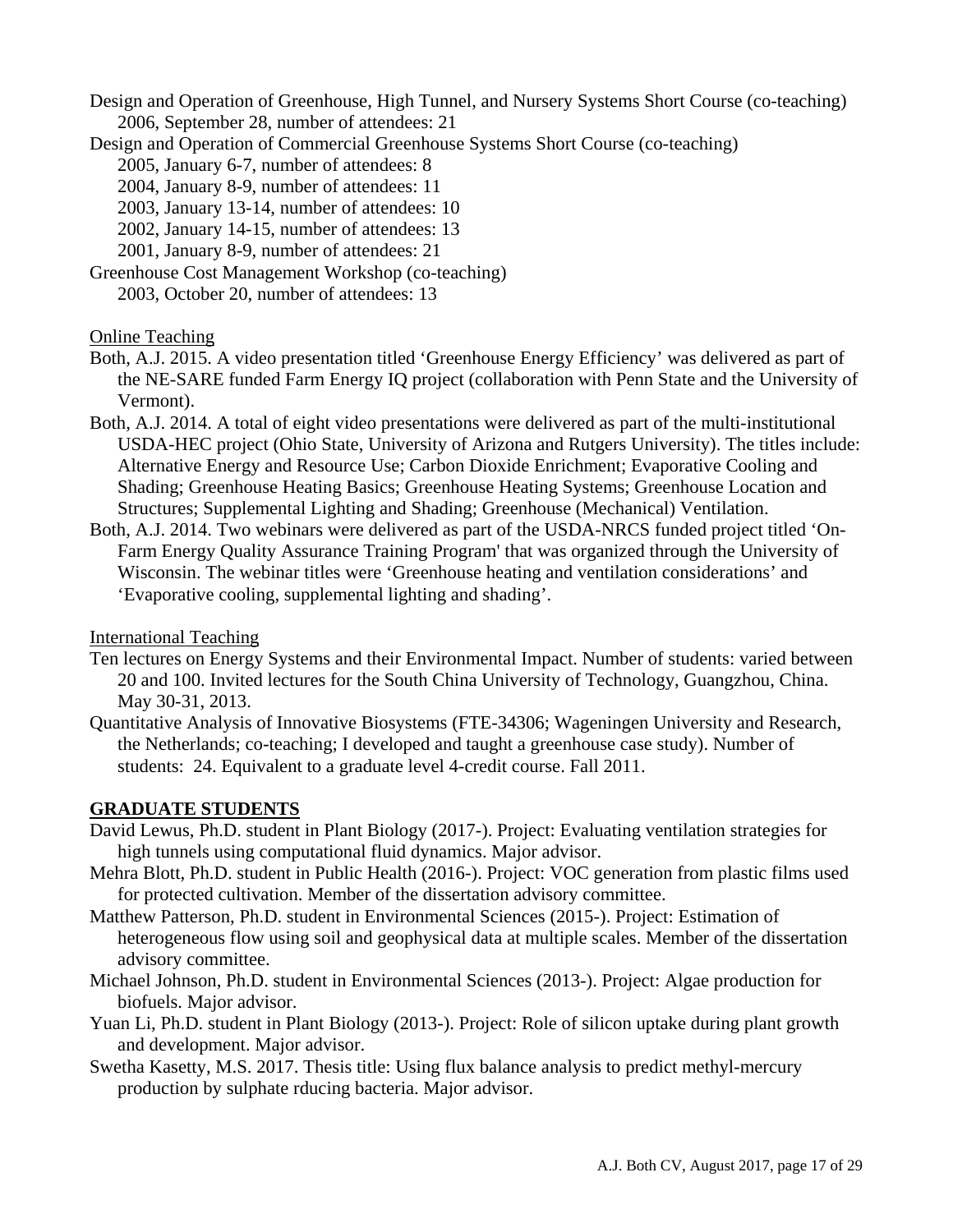Design and Operation of Greenhouse, High Tunnel, and Nursery Systems Short Course (co-teaching)
  2006, September 28, number of attendees: 21

Design and Operation of Commercial Greenhouse Systems Short Course (co-teaching)
  2005, January 6-7, number of attendees: 8
  2004, January 8-9, number of attendees: 11
  2003, January 13-14, number of attendees: 10
  2002, January 14-15, number of attendees: 13
  2001, January 8-9, number of attendees: 21

Greenhouse Cost Management Workshop (co-teaching)
  2003, October 20, number of attendees: 13

Online Teaching

Both, A.J. 2015. A video presentation titled 'Greenhouse Energy Efficiency' was delivered as part of the NE-SARE funded Farm Energy IQ project (collaboration with Penn State and the University of Vermont).

Both, A.J. 2014. A total of eight video presentations were delivered as part of the multi-institutional USDA-HEC project (Ohio State, University of Arizona and Rutgers University). The titles include: Alternative Energy and Resource Use; Carbon Dioxide Enrichment; Evaporative Cooling and Shading; Greenhouse Heating Basics; Greenhouse Heating Systems; Greenhouse Location and Structures; Supplemental Lighting and Shading; Greenhouse (Mechanical) Ventilation.

Both, A.J. 2014. Two webinars were delivered as part of the USDA-NRCS funded project titled 'On-Farm Energy Quality Assurance Training Program' that was organized through the University of Wisconsin. The webinar titles were 'Greenhouse heating and ventilation considerations' and 'Evaporative cooling, supplemental lighting and shading'.

International Teaching

Ten lectures on Energy Systems and their Environmental Impact. Number of students: varied between 20 and 100. Invited lectures for the South China University of Technology, Guangzhou, China. May 30-31, 2013.

Quantitative Analysis of Innovative Biosystems (FTE-34306; Wageningen University and Research, the Netherlands; co-teaching; I developed and taught a greenhouse case study). Number of students: 24. Equivalent to a graduate level 4-credit course. Fall 2011.

## GRADUATE STUDENTS

David Lewus, Ph.D. student in Plant Biology (2017-). Project: Evaluating ventilation strategies for high tunnels using computational fluid dynamics. Major advisor.

Mehra Blott, Ph.D. student in Public Health (2016-). Project: VOC generation from plastic films used for protected cultivation. Member of the dissertation advisory committee.

Matthew Patterson, Ph.D. student in Environmental Sciences (2015-). Project: Estimation of heterogeneous flow using soil and geophysical data at multiple scales. Member of the dissertation advisory committee.

Michael Johnson, Ph.D. student in Environmental Sciences (2013-). Project: Algae production for biofuels. Major advisor.

Yuan Li, Ph.D. student in Plant Biology (2013-). Project: Role of silicon uptake during plant growth and development. Major advisor.

Swetha Kasetty, M.S. 2017. Thesis title: Using flux balance analysis to predict methyl-mercury production by sulphate rducing bacteria. Major advisor.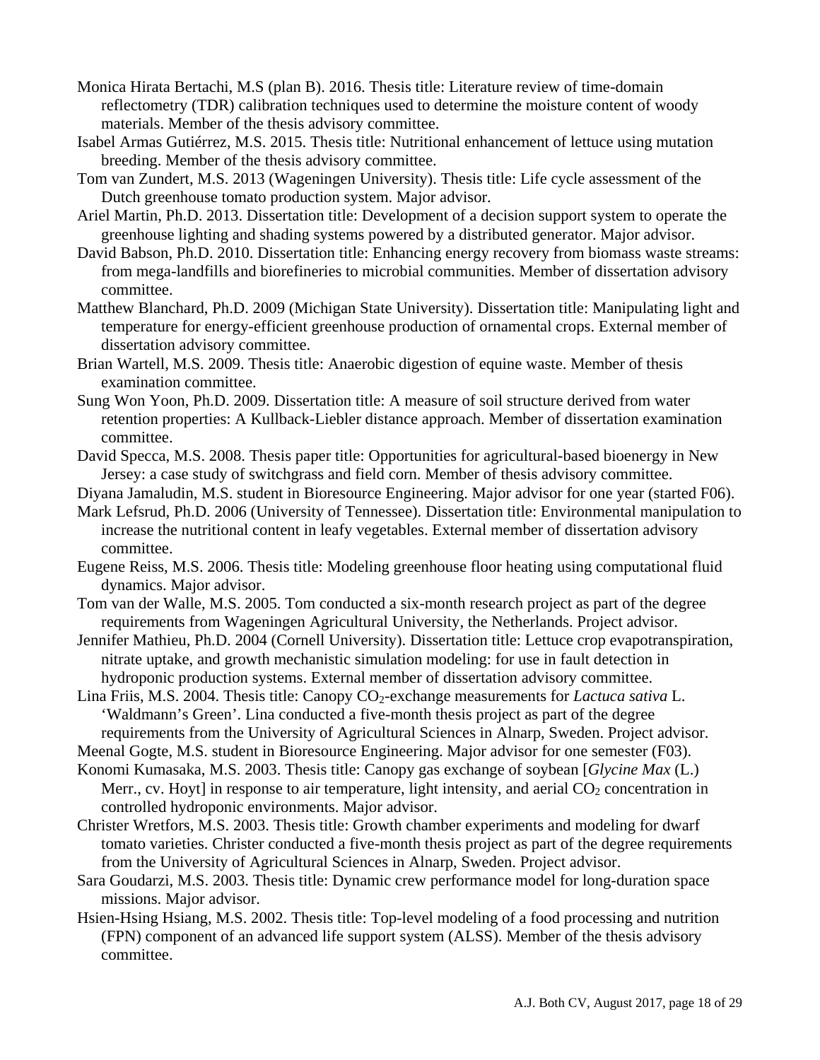Monica Hirata Bertachi, M.S (plan B). 2016. Thesis title: Literature review of time-domain reflectometry (TDR) calibration techniques used to determine the moisture content of woody materials. Member of the thesis advisory committee.

Isabel Armas Gutiérrez, M.S. 2015. Thesis title: Nutritional enhancement of lettuce using mutation breeding. Member of the thesis advisory committee.

Tom van Zundert, M.S. 2013 (Wageningen University). Thesis title: Life cycle assessment of the Dutch greenhouse tomato production system. Major advisor.

Ariel Martin, Ph.D. 2013. Dissertation title: Development of a decision support system to operate the greenhouse lighting and shading systems powered by a distributed generator. Major advisor.

David Babson, Ph.D. 2010. Dissertation title: Enhancing energy recovery from biomass waste streams: from mega-landfills and biorefineries to microbial communities. Member of dissertation advisory committee.

Matthew Blanchard, Ph.D. 2009 (Michigan State University). Dissertation title: Manipulating light and temperature for energy-efficient greenhouse production of ornamental crops. External member of dissertation advisory committee.

Brian Wartell, M.S. 2009. Thesis title: Anaerobic digestion of equine waste. Member of thesis examination committee.

Sung Won Yoon, Ph.D. 2009. Dissertation title: A measure of soil structure derived from water retention properties: A Kullback-Liebler distance approach. Member of dissertation examination committee.

David Specca, M.S. 2008. Thesis paper title: Opportunities for agricultural-based bioenergy in New Jersey: a case study of switchgrass and field corn. Member of thesis advisory committee.

Diyana Jamaludin, M.S. student in Bioresource Engineering. Major advisor for one year (started F06).

Mark Lefsrud, Ph.D. 2006 (University of Tennessee). Dissertation title: Environmental manipulation to increase the nutritional content in leafy vegetables. External member of dissertation advisory committee.

Eugene Reiss, M.S. 2006. Thesis title: Modeling greenhouse floor heating using computational fluid dynamics. Major advisor.

Tom van der Walle, M.S. 2005. Tom conducted a six-month research project as part of the degree requirements from Wageningen Agricultural University, the Netherlands. Project advisor.

Jennifer Mathieu, Ph.D. 2004 (Cornell University). Dissertation title: Lettuce crop evapotranspiration, nitrate uptake, and growth mechanistic simulation modeling: for use in fault detection in hydroponic production systems. External member of dissertation advisory committee.

Lina Friis, M.S. 2004. Thesis title: Canopy $CO_2$-exchange measurements for *Lactuca sativa* L. 'Waldmann's Green'. Lina conducted a five-month thesis project as part of the degree requirements from the University of Agricultural Sciences in Alnarp, Sweden. Project advisor.

Meenal Gogte, M.S. student in Bioresource Engineering. Major advisor for one semester (F03).

Konomi Kumasaka, M.S. 2003. Thesis title: Canopy gas exchange of soybean [*Glycine Max* (L.) Merr., cv. Hoyt] in response to air temperature, light intensity, and aerial $CO_2$ concentration in controlled hydroponic environments. Major advisor.

Christer Wretfors, M.S. 2003. Thesis title: Growth chamber experiments and modeling for dwarf tomato varieties. Christer conducted a five-month thesis project as part of the degree requirements from the University of Agricultural Sciences in Alnarp, Sweden. Project advisor.

Sara Goudarzi, M.S. 2003. Thesis title: Dynamic crew performance model for long-duration space missions. Major advisor.

Hsien-Hsing Hsiang, M.S. 2002. Thesis title: Top-level modeling of a food processing and nutrition (FPN) component of an advanced life support system (ALSS). Member of the thesis advisory committee.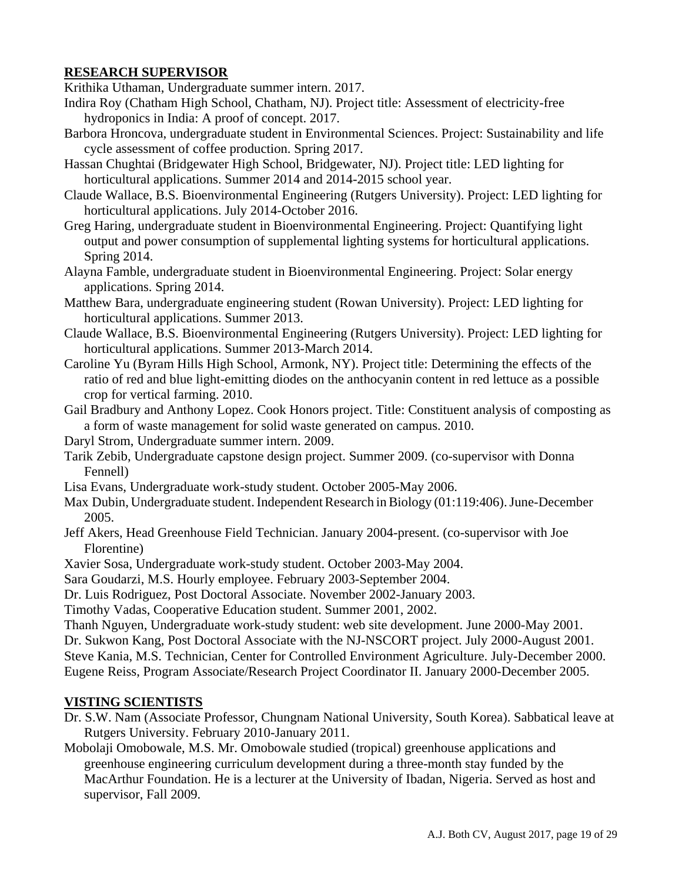## RESEARCH SUPERVISOR

Krithika Uthaman, Undergraduate summer intern. 2017.

Indira Roy (Chatham High School, Chatham, NJ). Project title: Assessment of electricity-free hydroponics in India: A proof of concept. 2017.

Barbora Hroncova, undergraduate student in Environmental Sciences. Project: Sustainability and life cycle assessment of coffee production. Spring 2017.

Hassan Chughtai (Bridgewater High School, Bridgewater, NJ). Project title: LED lighting for horticultural applications. Summer 2014 and 2014-2015 school year.

Claude Wallace, B.S. Bioenvironmental Engineering (Rutgers University). Project: LED lighting for horticultural applications. July 2014-October 2016.

Greg Haring, undergraduate student in Bioenvironmental Engineering. Project: Quantifying light output and power consumption of supplemental lighting systems for horticultural applications. Spring 2014.

Alayna Famble, undergraduate student in Bioenvironmental Engineering. Project: Solar energy applications. Spring 2014.

Matthew Bara, undergraduate engineering student (Rowan University). Project: LED lighting for horticultural applications. Summer 2013.

Claude Wallace, B.S. Bioenvironmental Engineering (Rutgers University). Project: LED lighting for horticultural applications. Summer 2013-March 2014.

Caroline Yu (Byram Hills High School, Armonk, NY). Project title: Determining the effects of the ratio of red and blue light-emitting diodes on the anthocyanin content in red lettuce as a possible crop for vertical farming. 2010.

Gail Bradbury and Anthony Lopez. Cook Honors project. Title: Constituent analysis of composting as a form of waste management for solid waste generated on campus. 2010.

Daryl Strom, Undergraduate summer intern. 2009.

Tarik Zebib, Undergraduate capstone design project. Summer 2009. (co-supervisor with Donna Fennell)

Lisa Evans, Undergraduate work-study student. October 2005-May 2006.

Max Dubin, Undergraduate student. Independent Research in Biology (01:119:406). June-December 2005.

Jeff Akers, Head Greenhouse Field Technician. January 2004-present. (co-supervisor with Joe Florentine)

Xavier Sosa, Undergraduate work-study student. October 2003-May 2004.

Sara Goudarzi, M.S. Hourly employee. February 2003-September 2004.

Dr. Luis Rodriguez, Post Doctoral Associate. November 2002-January 2003.

Timothy Vadas, Cooperative Education student. Summer 2001, 2002.

Thanh Nguyen, Undergraduate work-study student: web site development. June 2000-May 2001.

Dr. Sukwon Kang, Post Doctoral Associate with the NJ-NSCORT project. July 2000-August 2001.

Steve Kania, M.S. Technician, Center for Controlled Environment Agriculture. July-December 2000.

Eugene Reiss, Program Associate/Research Project Coordinator II. January 2000-December 2005.

## VISTING SCIENTISTS

Dr. S.W. Nam (Associate Professor, Chungnam National University, South Korea). Sabbatical leave at Rutgers University. February 2010-January 2011.

Mobolaji Omobowale, M.S. Mr. Omobowale studied (tropical) greenhouse applications and greenhouse engineering curriculum development during a three-month stay funded by the MacArthur Foundation. He is a lecturer at the University of Ibadan, Nigeria. Served as host and supervisor, Fall 2009.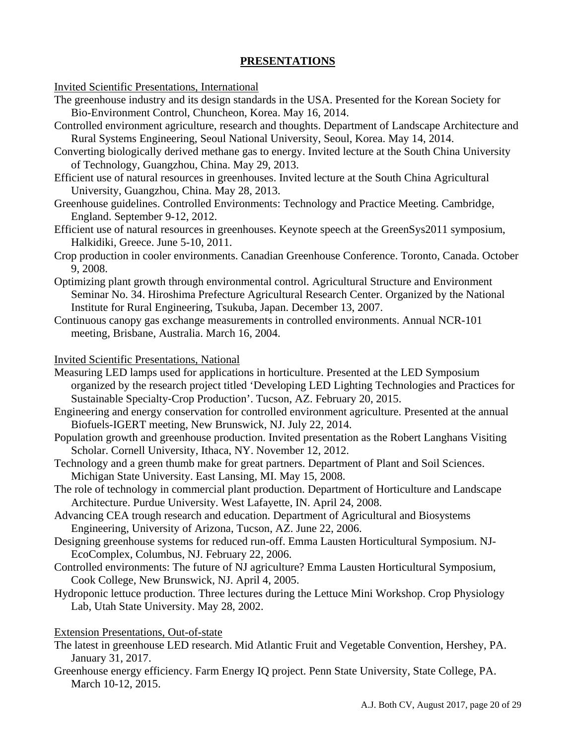## PRESENTATIONS

Invited Scientific Presentations, International

The greenhouse industry and its design standards in the USA. Presented for the Korean Society for Bio-Environment Control, Chuncheon, Korea. May 16, 2014.

Controlled environment agriculture, research and thoughts. Department of Landscape Architecture and Rural Systems Engineering, Seoul National University, Seoul, Korea. May 14, 2014.

Converting biologically derived methane gas to energy. Invited lecture at the South China University of Technology, Guangzhou, China. May 29, 2013.

Efficient use of natural resources in greenhouses. Invited lecture at the South China Agricultural University, Guangzhou, China. May 28, 2013.

Greenhouse guidelines. Controlled Environments: Technology and Practice Meeting. Cambridge, England. September 9-12, 2012.

Efficient use of natural resources in greenhouses. Keynote speech at the GreenSys2011 symposium, Halkidiki, Greece. June 5-10, 2011.

Crop production in cooler environments. Canadian Greenhouse Conference. Toronto, Canada. October 9, 2008.

Optimizing plant growth through environmental control. Agricultural Structure and Environment Seminar No. 34. Hiroshima Prefecture Agricultural Research Center. Organized by the National Institute for Rural Engineering, Tsukuba, Japan. December 13, 2007.

Continuous canopy gas exchange measurements in controlled environments. Annual NCR-101 meeting, Brisbane, Australia. March 16, 2004.

Invited Scientific Presentations, National

Measuring LED lamps used for applications in horticulture. Presented at the LED Symposium organized by the research project titled 'Developing LED Lighting Technologies and Practices for Sustainable Specialty-Crop Production'. Tucson, AZ. February 20, 2015.

Engineering and energy conservation for controlled environment agriculture. Presented at the annual Biofuels-IGERT meeting, New Brunswick, NJ. July 22, 2014.

Population growth and greenhouse production. Invited presentation as the Robert Langhans Visiting Scholar. Cornell University, Ithaca, NY. November 12, 2012.

Technology and a green thumb make for great partners. Department of Plant and Soil Sciences. Michigan State University. East Lansing, MI. May 15, 2008.

The role of technology in commercial plant production. Department of Horticulture and Landscape Architecture. Purdue University. West Lafayette, IN. April 24, 2008.

Advancing CEA trough research and education. Department of Agricultural and Biosystems Engineering, University of Arizona, Tucson, AZ. June 22, 2006.

Designing greenhouse systems for reduced run-off. Emma Lausten Horticultural Symposium. NJ-EcoComplex, Columbus, NJ. February 22, 2006.

Controlled environments: The future of NJ agriculture? Emma Lausten Horticultural Symposium, Cook College, New Brunswick, NJ. April 4, 2005.

Hydroponic lettuce production. Three lectures during the Lettuce Mini Workshop. Crop Physiology Lab, Utah State University. May 28, 2002.

Extension Presentations, Out-of-state

The latest in greenhouse LED research. Mid Atlantic Fruit and Vegetable Convention, Hershey, PA. January 31, 2017.

Greenhouse energy efficiency. Farm Energy IQ project. Penn State University, State College, PA. March 10-12, 2015.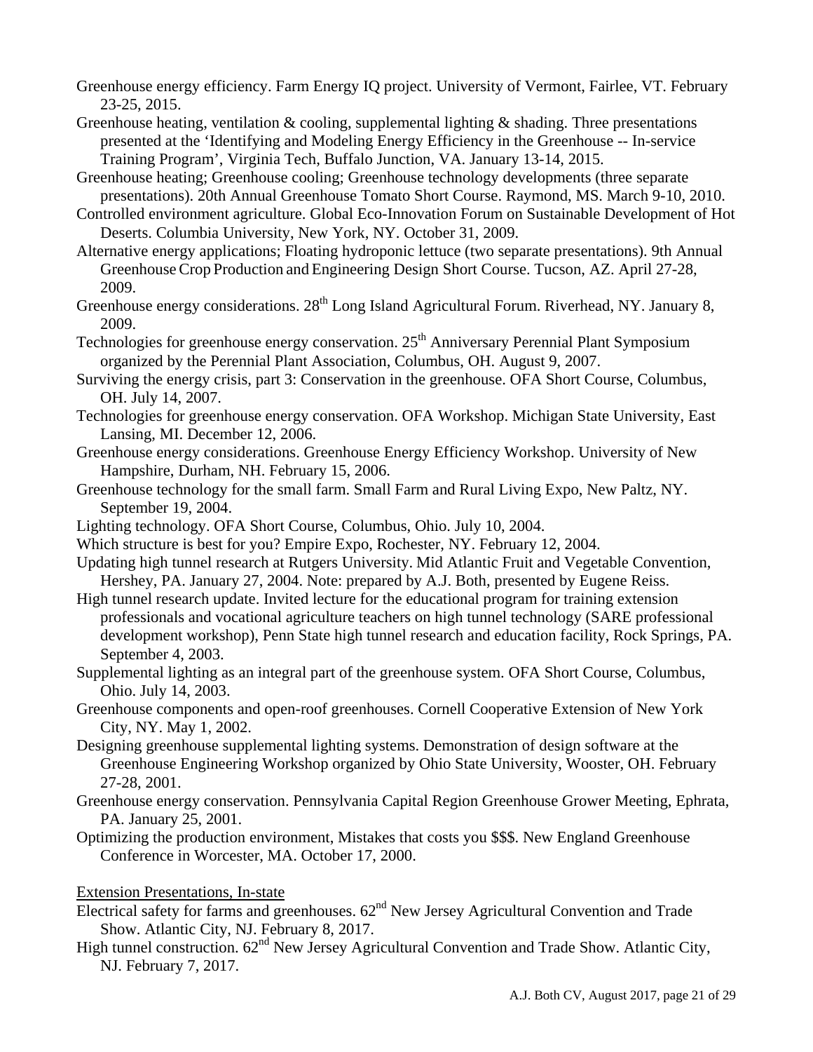Greenhouse energy efficiency. Farm Energy IQ project. University of Vermont, Fairlee, VT. February 23-25, 2015.

Greenhouse heating, ventilation & cooling, supplemental lighting & shading. Three presentations presented at the 'Identifying and Modeling Energy Efficiency in the Greenhouse -- In-service Training Program', Virginia Tech, Buffalo Junction, VA. January 13-14, 2015.

Greenhouse heating; Greenhouse cooling; Greenhouse technology developments (three separate presentations). 20th Annual Greenhouse Tomato Short Course. Raymond, MS. March 9-10, 2010.

Controlled environment agriculture. Global Eco-Innovation Forum on Sustainable Development of Hot Deserts. Columbia University, New York, NY. October 31, 2009.

Alternative energy applications; Floating hydroponic lettuce (two separate presentations). 9th Annual Greenhouse Crop Production and Engineering Design Short Course. Tucson, AZ. April 27-28, 2009.

Greenhouse energy considerations. 28th Long Island Agricultural Forum. Riverhead, NY. January 8, 2009.

Technologies for greenhouse energy conservation. 25th Anniversary Perennial Plant Symposium organized by the Perennial Plant Association, Columbus, OH. August 9, 2007.

Surviving the energy crisis, part 3: Conservation in the greenhouse. OFA Short Course, Columbus, OH. July 14, 2007.

Technologies for greenhouse energy conservation. OFA Workshop. Michigan State University, East Lansing, MI. December 12, 2006.

Greenhouse energy considerations. Greenhouse Energy Efficiency Workshop. University of New Hampshire, Durham, NH. February 15, 2006.

Greenhouse technology for the small farm. Small Farm and Rural Living Expo, New Paltz, NY. September 19, 2004.

Lighting technology. OFA Short Course, Columbus, Ohio. July 10, 2004.

Which structure is best for you? Empire Expo, Rochester, NY. February 12, 2004.

Updating high tunnel research at Rutgers University. Mid Atlantic Fruit and Vegetable Convention, Hershey, PA. January 27, 2004. Note: prepared by A.J. Both, presented by Eugene Reiss.

High tunnel research update. Invited lecture for the educational program for training extension professionals and vocational agriculture teachers on high tunnel technology (SARE professional development workshop), Penn State high tunnel research and education facility, Rock Springs, PA. September 4, 2003.

Supplemental lighting as an integral part of the greenhouse system. OFA Short Course, Columbus, Ohio. July 14, 2003.

Greenhouse components and open-roof greenhouses. Cornell Cooperative Extension of New York City, NY. May 1, 2002.

Designing greenhouse supplemental lighting systems. Demonstration of design software at the Greenhouse Engineering Workshop organized by Ohio State University, Wooster, OH. February 27-28, 2001.

Greenhouse energy conservation. Pennsylvania Capital Region Greenhouse Grower Meeting, Ephrata, PA. January 25, 2001.

Optimizing the production environment, Mistakes that costs you $$$. New England Greenhouse Conference in Worcester, MA. October 17, 2000.

Extension Presentations, In-state

Electrical safety for farms and greenhouses. 62nd New Jersey Agricultural Convention and Trade Show. Atlantic City, NJ. February 8, 2017.

High tunnel construction. 62nd New Jersey Agricultural Convention and Trade Show. Atlantic City, NJ. February 7, 2017.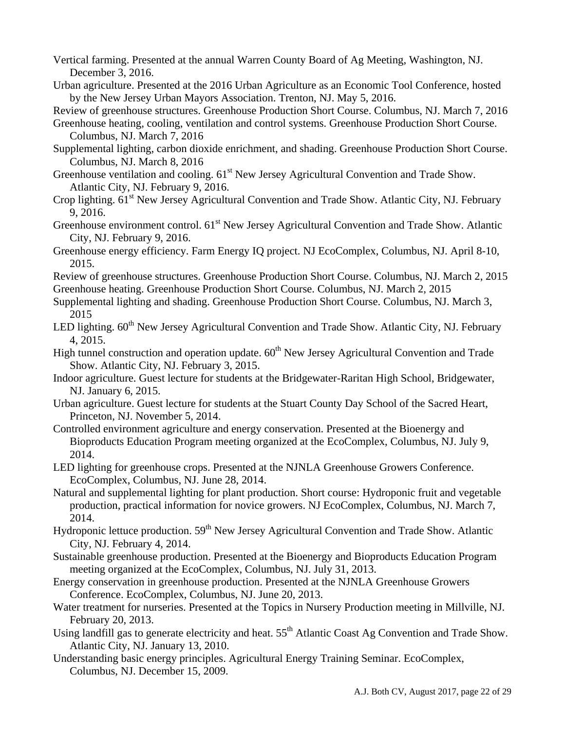Vertical farming. Presented at the annual Warren County Board of Ag Meeting, Washington, NJ. December 3, 2016.

Urban agriculture. Presented at the 2016 Urban Agriculture as an Economic Tool Conference, hosted by the New Jersey Urban Mayors Association. Trenton, NJ. May 5, 2016.

Review of greenhouse structures. Greenhouse Production Short Course. Columbus, NJ. March 7, 2016

Greenhouse heating, cooling, ventilation and control systems. Greenhouse Production Short Course. Columbus, NJ. March 7, 2016

Supplemental lighting, carbon dioxide enrichment, and shading. Greenhouse Production Short Course. Columbus, NJ. March 8, 2016

Greenhouse ventilation and cooling. 61st New Jersey Agricultural Convention and Trade Show. Atlantic City, NJ. February 9, 2016.

Crop lighting. 61st New Jersey Agricultural Convention and Trade Show. Atlantic City, NJ. February 9, 2016.

Greenhouse environment control. 61st New Jersey Agricultural Convention and Trade Show. Atlantic City, NJ. February 9, 2016.

Greenhouse energy efficiency. Farm Energy IQ project. NJ EcoComplex, Columbus, NJ. April 8-10, 2015.

Review of greenhouse structures. Greenhouse Production Short Course. Columbus, NJ. March 2, 2015

Greenhouse heating. Greenhouse Production Short Course. Columbus, NJ. March 2, 2015

Supplemental lighting and shading. Greenhouse Production Short Course. Columbus, NJ. March 3, 2015

LED lighting. 60th New Jersey Agricultural Convention and Trade Show. Atlantic City, NJ. February 4, 2015.

High tunnel construction and operation update. 60th New Jersey Agricultural Convention and Trade Show. Atlantic City, NJ. February 3, 2015.

Indoor agriculture. Guest lecture for students at the Bridgewater-Raritan High School, Bridgewater, NJ. January 6, 2015.

Urban agriculture. Guest lecture for students at the Stuart County Day School of the Sacred Heart, Princeton, NJ. November 5, 2014.

Controlled environment agriculture and energy conservation. Presented at the Bioenergy and Bioproducts Education Program meeting organized at the EcoComplex, Columbus, NJ. July 9, 2014.

LED lighting for greenhouse crops. Presented at the NJNLA Greenhouse Growers Conference. EcoComplex, Columbus, NJ. June 28, 2014.

Natural and supplemental lighting for plant production. Short course: Hydroponic fruit and vegetable production, practical information for novice growers. NJ EcoComplex, Columbus, NJ. March 7, 2014.

Hydroponic lettuce production. 59th New Jersey Agricultural Convention and Trade Show. Atlantic City, NJ. February 4, 2014.

Sustainable greenhouse production. Presented at the Bioenergy and Bioproducts Education Program meeting organized at the EcoComplex, Columbus, NJ. July 31, 2013.

Energy conservation in greenhouse production. Presented at the NJNLA Greenhouse Growers Conference. EcoComplex, Columbus, NJ. June 20, 2013.

Water treatment for nurseries. Presented at the Topics in Nursery Production meeting in Millville, NJ. February 20, 2013.

Using landfill gas to generate electricity and heat. 55th Atlantic Coast Ag Convention and Trade Show. Atlantic City, NJ. January 13, 2010.

Understanding basic energy principles. Agricultural Energy Training Seminar. EcoComplex, Columbus, NJ. December 15, 2009.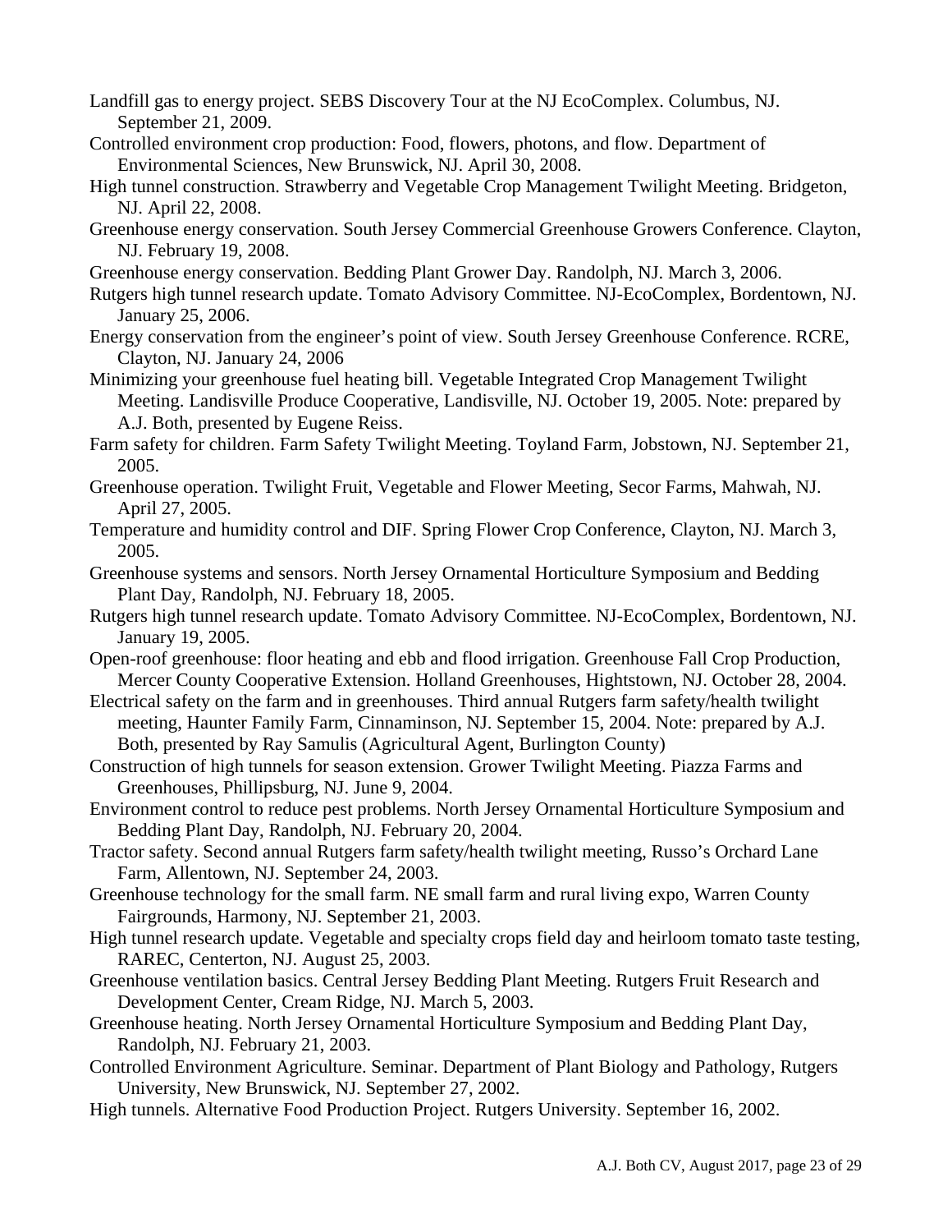Landfill gas to energy project. SEBS Discovery Tour at the NJ EcoComplex. Columbus, NJ. September 21, 2009.

Controlled environment crop production: Food, flowers, photons, and flow. Department of Environmental Sciences, New Brunswick, NJ. April 30, 2008.

High tunnel construction. Strawberry and Vegetable Crop Management Twilight Meeting. Bridgeton, NJ. April 22, 2008.

Greenhouse energy conservation. South Jersey Commercial Greenhouse Growers Conference. Clayton, NJ. February 19, 2008.

Greenhouse energy conservation. Bedding Plant Grower Day. Randolph, NJ. March 3, 2006.

Rutgers high tunnel research update. Tomato Advisory Committee. NJ-EcoComplex, Bordentown, NJ. January 25, 2006.

Energy conservation from the engineer's point of view. South Jersey Greenhouse Conference. RCRE, Clayton, NJ. January 24, 2006

Minimizing your greenhouse fuel heating bill. Vegetable Integrated Crop Management Twilight Meeting. Landisville Produce Cooperative, Landisville, NJ. October 19, 2005. Note: prepared by A.J. Both, presented by Eugene Reiss.

Farm safety for children. Farm Safety Twilight Meeting. Toyland Farm, Jobstown, NJ. September 21, 2005.

Greenhouse operation. Twilight Fruit, Vegetable and Flower Meeting, Secor Farms, Mahwah, NJ. April 27, 2005.

Temperature and humidity control and DIF. Spring Flower Crop Conference, Clayton, NJ. March 3, 2005.

Greenhouse systems and sensors. North Jersey Ornamental Horticulture Symposium and Bedding Plant Day, Randolph, NJ. February 18, 2005.

Rutgers high tunnel research update. Tomato Advisory Committee. NJ-EcoComplex, Bordentown, NJ. January 19, 2005.

Open-roof greenhouse: floor heating and ebb and flood irrigation. Greenhouse Fall Crop Production, Mercer County Cooperative Extension. Holland Greenhouses, Hightstown, NJ. October 28, 2004.

Electrical safety on the farm and in greenhouses. Third annual Rutgers farm safety/health twilight meeting, Haunter Family Farm, Cinnaminson, NJ. September 15, 2004. Note: prepared by A.J. Both, presented by Ray Samulis (Agricultural Agent, Burlington County)

Construction of high tunnels for season extension. Grower Twilight Meeting. Piazza Farms and Greenhouses, Phillipsburg, NJ. June 9, 2004.

Environment control to reduce pest problems. North Jersey Ornamental Horticulture Symposium and Bedding Plant Day, Randolph, NJ. February 20, 2004.

Tractor safety. Second annual Rutgers farm safety/health twilight meeting, Russo's Orchard Lane Farm, Allentown, NJ. September 24, 2003.

Greenhouse technology for the small farm. NE small farm and rural living expo, Warren County Fairgrounds, Harmony, NJ. September 21, 2003.

High tunnel research update. Vegetable and specialty crops field day and heirloom tomato taste testing, RAREC, Centerton, NJ. August 25, 2003.

Greenhouse ventilation basics. Central Jersey Bedding Plant Meeting. Rutgers Fruit Research and Development Center, Cream Ridge, NJ. March 5, 2003.

Greenhouse heating. North Jersey Ornamental Horticulture Symposium and Bedding Plant Day, Randolph, NJ. February 21, 2003.

Controlled Environment Agriculture. Seminar. Department of Plant Biology and Pathology, Rutgers University, New Brunswick, NJ. September 27, 2002.

High tunnels. Alternative Food Production Project. Rutgers University. September 16, 2002.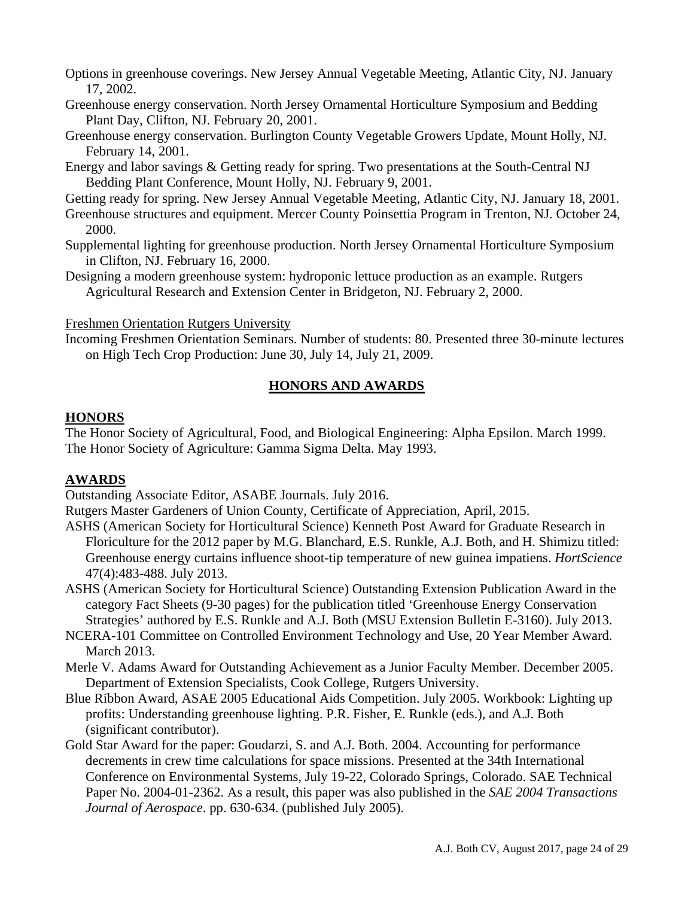Options in greenhouse coverings. New Jersey Annual Vegetable Meeting, Atlantic City, NJ. January 17, 2002.

Greenhouse energy conservation. North Jersey Ornamental Horticulture Symposium and Bedding Plant Day, Clifton, NJ. February 20, 2001.

Greenhouse energy conservation. Burlington County Vegetable Growers Update, Mount Holly, NJ. February 14, 2001.

Energy and labor savings & Getting ready for spring. Two presentations at the South-Central NJ Bedding Plant Conference, Mount Holly, NJ. February 9, 2001.

Getting ready for spring. New Jersey Annual Vegetable Meeting, Atlantic City, NJ. January 18, 2001.

Greenhouse structures and equipment. Mercer County Poinsettia Program in Trenton, NJ. October 24, 2000.

Supplemental lighting for greenhouse production. North Jersey Ornamental Horticulture Symposium in Clifton, NJ. February 16, 2000.

Designing a modern greenhouse system: hydroponic lettuce production as an example. Rutgers Agricultural Research and Extension Center in Bridgeton, NJ. February 2, 2000.

Freshmen Orientation Rutgers University

Incoming Freshmen Orientation Seminars. Number of students: 80. Presented three 30-minute lectures on High Tech Crop Production: June 30, July 14, July 21, 2009.

## HONORS AND AWARDS

### HONORS

The Honor Society of Agricultural, Food, and Biological Engineering: Alpha Epsilon. March 1999.

The Honor Society of Agriculture: Gamma Sigma Delta. May 1993.

### AWARDS

Outstanding Associate Editor, ASABE Journals. July 2016.

Rutgers Master Gardeners of Union County, Certificate of Appreciation, April, 2015.

ASHS (American Society for Horticultural Science) Kenneth Post Award for Graduate Research in Floriculture for the 2012 paper by M.G. Blanchard, E.S. Runkle, A.J. Both, and H. Shimizu titled: Greenhouse energy curtains influence shoot-tip temperature of new guinea impatiens. *HortScience* 47(4):483-488. July 2013.

ASHS (American Society for Horticultural Science) Outstanding Extension Publication Award in the category Fact Sheets (9-30 pages) for the publication titled 'Greenhouse Energy Conservation Strategies' authored by E.S. Runkle and A.J. Both (MSU Extension Bulletin E-3160). July 2013.

NCERA-101 Committee on Controlled Environment Technology and Use, 20 Year Member Award. March 2013.

Merle V. Adams Award for Outstanding Achievement as a Junior Faculty Member. December 2005. Department of Extension Specialists, Cook College, Rutgers University.

Blue Ribbon Award, ASAE 2005 Educational Aids Competition. July 2005. Workbook: Lighting up profits: Understanding greenhouse lighting. P.R. Fisher, E. Runkle (eds.), and A.J. Both (significant contributor).

Gold Star Award for the paper: Goudarzi, S. and A.J. Both. 2004. Accounting for performance decrements in crew time calculations for space missions. Presented at the 34th International Conference on Environmental Systems, July 19-22, Colorado Springs, Colorado. SAE Technical Paper No. 2004-01-2362. As a result, this paper was also published in the *SAE 2004 Transactions Journal of Aerospace*. pp. 630-634. (published July 2005).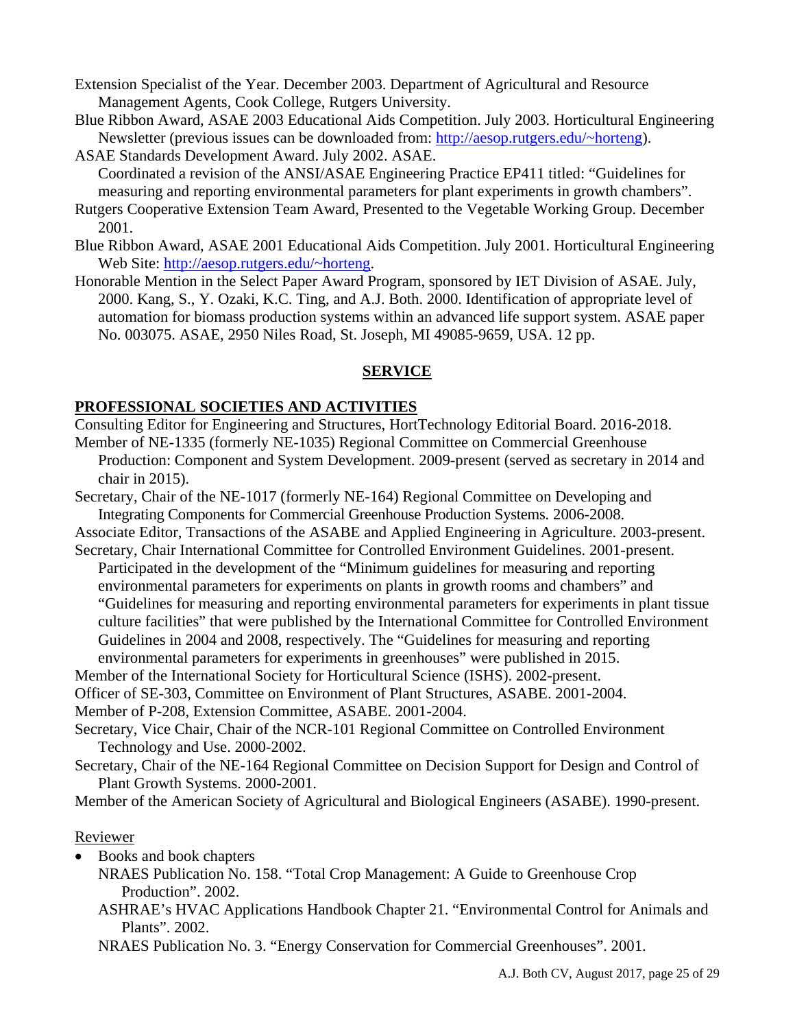Extension Specialist of the Year. December 2003. Department of Agricultural and Resource Management Agents, Cook College, Rutgers University.

Blue Ribbon Award, ASAE 2003 Educational Aids Competition. July 2003. Horticultural Engineering Newsletter (previous issues can be downloaded from: http://aesop.rutgers.edu/~horteng).

ASAE Standards Development Award. July 2002. ASAE.
Coordinated a revision of the ANSI/ASAE Engineering Practice EP411 titled: "Guidelines for measuring and reporting environmental parameters for plant experiments in growth chambers".

Rutgers Cooperative Extension Team Award, Presented to the Vegetable Working Group. December 2001.

Blue Ribbon Award, ASAE 2001 Educational Aids Competition. July 2001. Horticultural Engineering Web Site: http://aesop.rutgers.edu/~horteng.

Honorable Mention in the Select Paper Award Program, sponsored by IET Division of ASAE. July, 2000. Kang, S., Y. Ozaki, K.C. Ting, and A.J. Both. 2000. Identification of appropriate level of automation for biomass production systems within an advanced life support system. ASAE paper No. 003075. ASAE, 2950 Niles Road, St. Joseph, MI 49085-9659, USA. 12 pp.

## SERVICE

### PROFESSIONAL SOCIETIES AND ACTIVITIES

Consulting Editor for Engineering and Structures, HortTechnology Editorial Board. 2016-2018.

Member of NE-1335 (formerly NE-1035) Regional Committee on Commercial Greenhouse Production: Component and System Development. 2009-present (served as secretary in 2014 and chair in 2015).

Secretary, Chair of the NE-1017 (formerly NE-164) Regional Committee on Developing and Integrating Components for Commercial Greenhouse Production Systems. 2006-2008.

Associate Editor, Transactions of the ASABE and Applied Engineering in Agriculture. 2003-present.

Secretary, Chair International Committee for Controlled Environment Guidelines. 2001-present.
Participated in the development of the "Minimum guidelines for measuring and reporting environmental parameters for experiments on plants in growth rooms and chambers" and "Guidelines for measuring and reporting environmental parameters for experiments in plant tissue culture facilities" that were published by the International Committee for Controlled Environment Guidelines in 2004 and 2008, respectively. The "Guidelines for measuring and reporting environmental parameters for experiments in greenhouses" were published in 2015.

Member of the International Society for Horticultural Science (ISHS). 2002-present.

Officer of SE-303, Committee on Environment of Plant Structures, ASABE. 2001-2004.

Member of P-208, Extension Committee, ASABE. 2001-2004.

Secretary, Vice Chair, Chair of the NCR-101 Regional Committee on Controlled Environment Technology and Use. 2000-2002.

Secretary, Chair of the NE-164 Regional Committee on Decision Support for Design and Control of Plant Growth Systems. 2000-2001.

Member of the American Society of Agricultural and Biological Engineers (ASABE). 1990-present.

Reviewer

- Books and book chapters
  NRAES Publication No. 158. "Total Crop Management: A Guide to Greenhouse Crop Production". 2002.
  ASHRAE's HVAC Applications Handbook Chapter 21. "Environmental Control for Animals and Plants". 2002.
  NRAES Publication No. 3. "Energy Conservation for Commercial Greenhouses". 2001.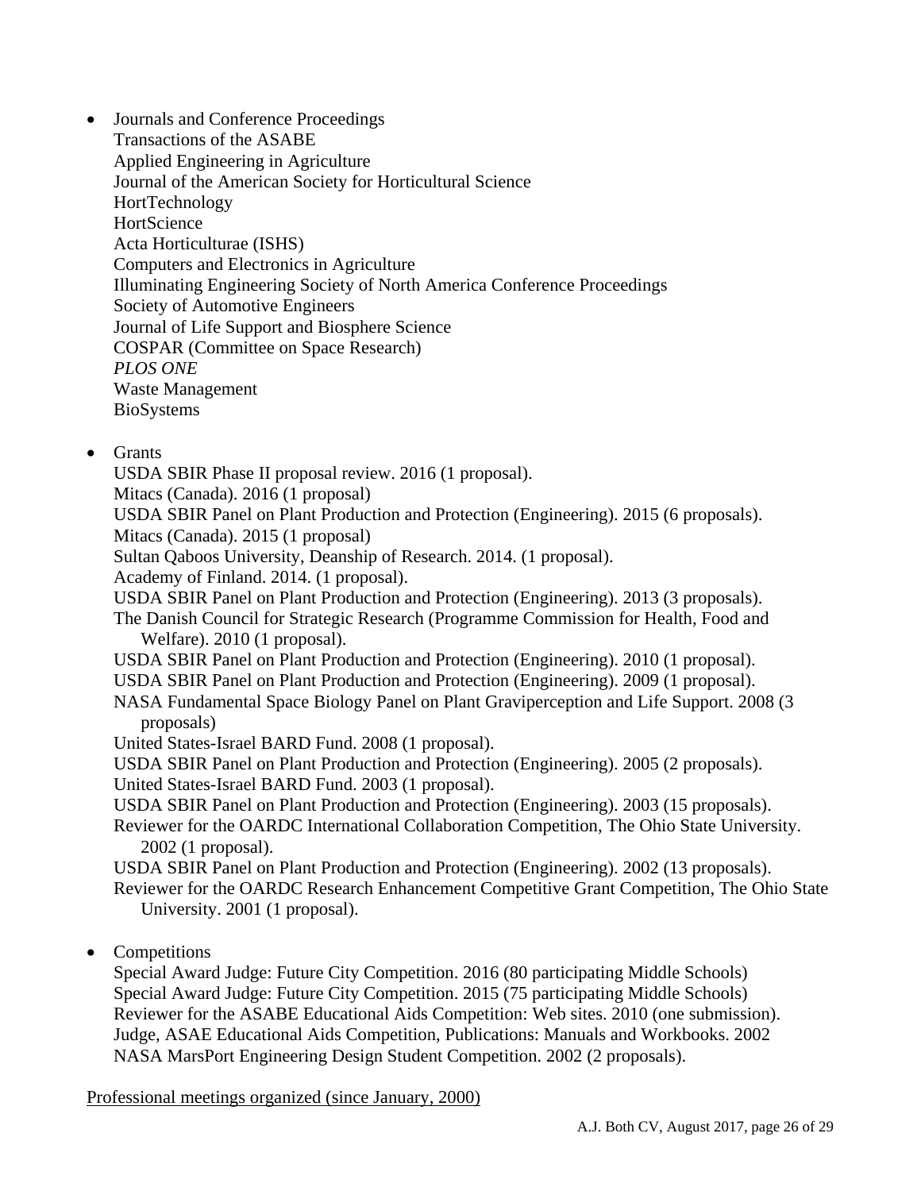- Journals and Conference Proceedings
  Transactions of the ASABE
  Applied Engineering in Agriculture
  Journal of the American Society for Horticultural Science
  HortTechnology
  HortScience
  Acta Horticulturae (ISHS)
  Computers and Electronics in Agriculture
  Illuminating Engineering Society of North America Conference Proceedings
  Society of Automotive Engineers
  Journal of Life Support and Biosphere Science
  COSPAR (Committee on Space Research)
  *PLOS ONE*
  Waste Management
  BioSystems

- Grants
  USDA SBIR Phase II proposal review. 2016 (1 proposal).
  Mitacs (Canada). 2016 (1 proposal)
  USDA SBIR Panel on Plant Production and Protection (Engineering). 2015 (6 proposals).
  Mitacs (Canada). 2015 (1 proposal)
  Sultan Qaboos University, Deanship of Research. 2014. (1 proposal).
  Academy of Finland. 2014. (1 proposal).
  USDA SBIR Panel on Plant Production and Protection (Engineering). 2013 (3 proposals).
  The Danish Council for Strategic Research (Programme Commission for Health, Food and Welfare). 2010 (1 proposal).
  USDA SBIR Panel on Plant Production and Protection (Engineering). 2010 (1 proposal).
  USDA SBIR Panel on Plant Production and Protection (Engineering). 2009 (1 proposal).
  NASA Fundamental Space Biology Panel on Plant Graviperception and Life Support. 2008 (3 proposals)
  United States-Israel BARD Fund. 2008 (1 proposal).
  USDA SBIR Panel on Plant Production and Protection (Engineering). 2005 (2 proposals).
  United States-Israel BARD Fund. 2003 (1 proposal).
  USDA SBIR Panel on Plant Production and Protection (Engineering). 2003 (15 proposals).
  Reviewer for the OARDC International Collaboration Competition, The Ohio State University. 2002 (1 proposal).
  USDA SBIR Panel on Plant Production and Protection (Engineering). 2002 (13 proposals).
  Reviewer for the OARDC Research Enhancement Competitive Grant Competition, The Ohio State University. 2001 (1 proposal).

- Competitions
  Special Award Judge: Future City Competition. 2016 (80 participating Middle Schools)
  Special Award Judge: Future City Competition. 2015 (75 participating Middle Schools)
  Reviewer for the ASABE Educational Aids Competition: Web sites. 2010 (one submission).
  Judge, ASAE Educational Aids Competition, Publications: Manuals and Workbooks. 2002
  NASA MarsPort Engineering Design Student Competition. 2002 (2 proposals).

<u>Professional meetings organized (since January, 2000)</u>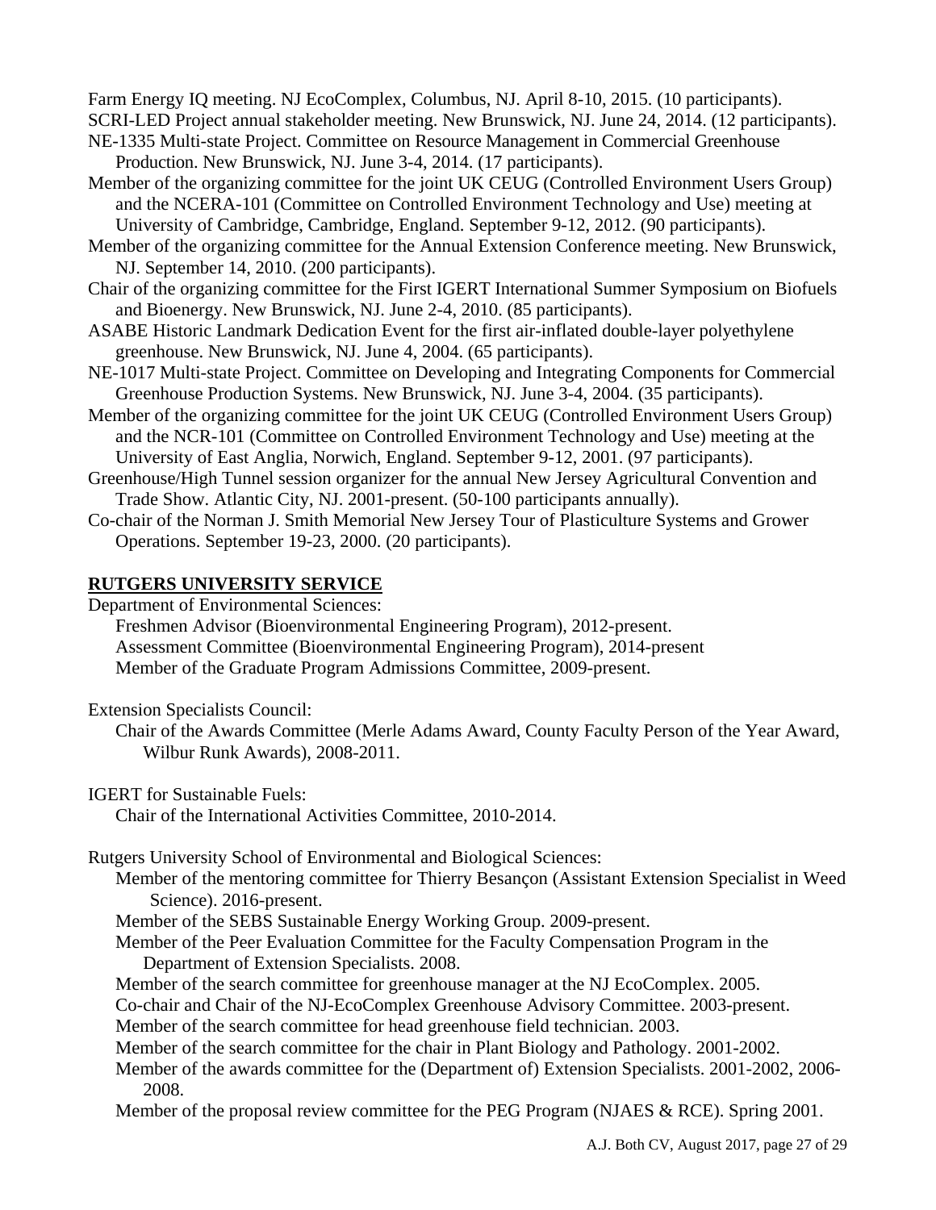Farm Energy IQ meeting. NJ EcoComplex, Columbus, NJ. April 8-10, 2015. (10 participants).

SCRI-LED Project annual stakeholder meeting. New Brunswick, NJ. June 24, 2014. (12 participants).

NE-1335 Multi-state Project. Committee on Resource Management in Commercial Greenhouse Production. New Brunswick, NJ. June 3-4, 2014. (17 participants).

Member of the organizing committee for the joint UK CEUG (Controlled Environment Users Group) and the NCERA-101 (Committee on Controlled Environment Technology and Use) meeting at University of Cambridge, Cambridge, England. September 9-12, 2012. (90 participants).

Member of the organizing committee for the Annual Extension Conference meeting. New Brunswick, NJ. September 14, 2010. (200 participants).

Chair of the organizing committee for the First IGERT International Summer Symposium on Biofuels and Bioenergy. New Brunswick, NJ. June 2-4, 2010. (85 participants).

ASABE Historic Landmark Dedication Event for the first air-inflated double-layer polyethylene greenhouse. New Brunswick, NJ. June 4, 2004. (65 participants).

NE-1017 Multi-state Project. Committee on Developing and Integrating Components for Commercial Greenhouse Production Systems. New Brunswick, NJ. June 3-4, 2004. (35 participants).

Member of the organizing committee for the joint UK CEUG (Controlled Environment Users Group) and the NCR-101 (Committee on Controlled Environment Technology and Use) meeting at the University of East Anglia, Norwich, England. September 9-12, 2001. (97 participants).

Greenhouse/High Tunnel session organizer for the annual New Jersey Agricultural Convention and Trade Show. Atlantic City, NJ. 2001-present. (50-100 participants annually).

Co-chair of the Norman J. Smith Memorial New Jersey Tour of Plasticulture Systems and Grower Operations. September 19-23, 2000. (20 participants).

## RUTGERS UNIVERSITY SERVICE

Department of Environmental Sciences:

- Freshmen Advisor (Bioenvironmental Engineering Program), 2012-present.
- Assessment Committee (Bioenvironmental Engineering Program), 2014-present
- Member of the Graduate Program Admissions Committee, 2009-present.

Extension Specialists Council:

- Chair of the Awards Committee (Merle Adams Award, County Faculty Person of the Year Award, Wilbur Runk Awards), 2008-2011.

IGERT for Sustainable Fuels:

- Chair of the International Activities Committee, 2010-2014.

Rutgers University School of Environmental and Biological Sciences:

- Member of the mentoring committee for Thierry Besançon (Assistant Extension Specialist in Weed Science). 2016-present.
- Member of the SEBS Sustainable Energy Working Group. 2009-present.
- Member of the Peer Evaluation Committee for the Faculty Compensation Program in the Department of Extension Specialists. 2008.
- Member of the search committee for greenhouse manager at the NJ EcoComplex. 2005.
- Co-chair and Chair of the NJ-EcoComplex Greenhouse Advisory Committee. 2003-present.
- Member of the search committee for head greenhouse field technician. 2003.
- Member of the search committee for the chair in Plant Biology and Pathology. 2001-2002.
- Member of the awards committee for the (Department of) Extension Specialists. 2001-2002, 2006-2008.
- Member of the proposal review committee for the PEG Program (NJAES & RCE). Spring 2001.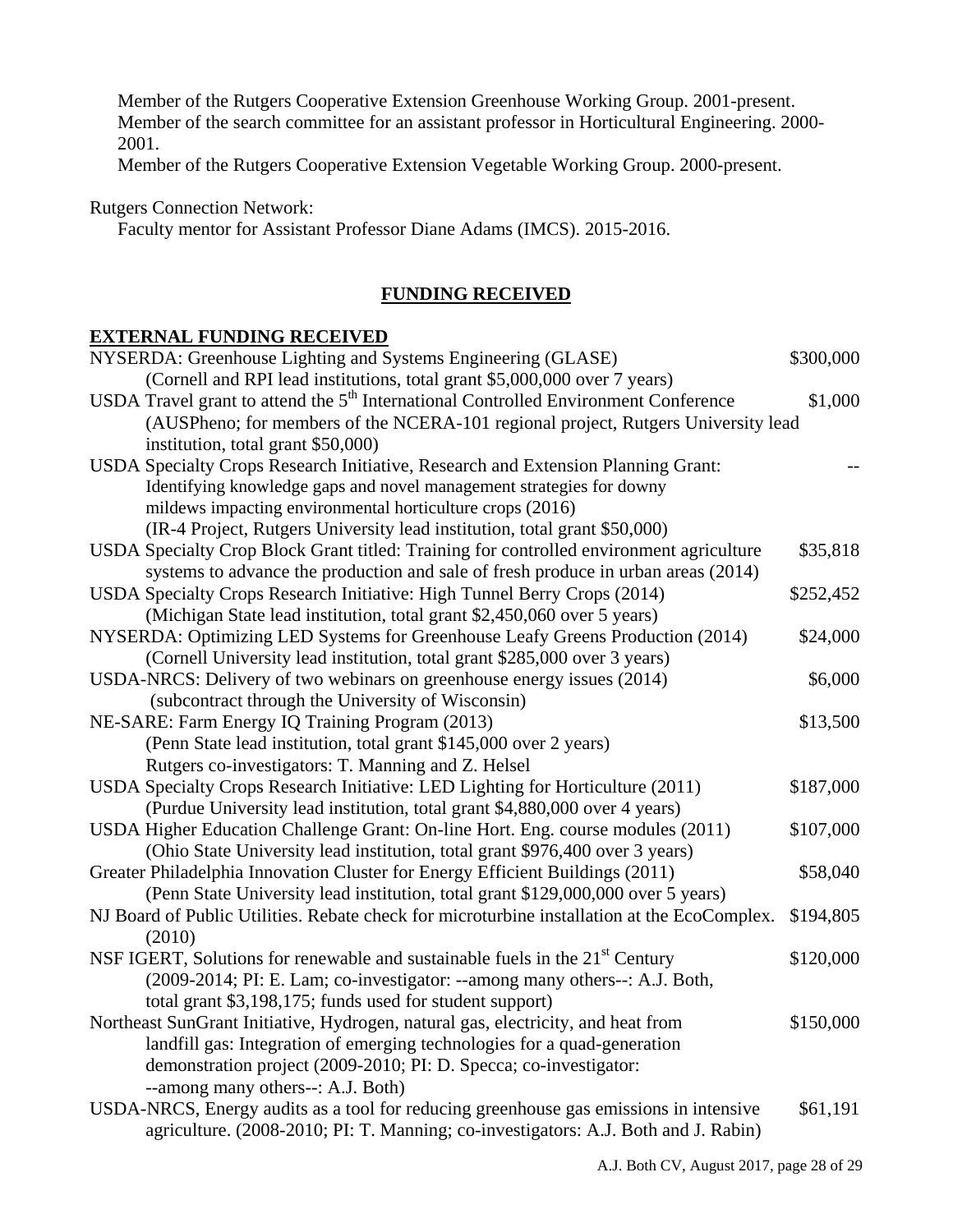Member of the Rutgers Cooperative Extension Greenhouse Working Group. 2001-present.
Member of the search committee for an assistant professor in Horticultural Engineering. 2000-2001.
Member of the Rutgers Cooperative Extension Vegetable Working Group. 2000-present.

Rutgers Connection Network:
Faculty mentor for Assistant Professor Diane Adams (IMCS). 2015-2016.

## FUNDING RECEIVED

### EXTERNAL FUNDING RECEIVED

| | |
|---|---|
| NYSERDA: Greenhouse Lighting and Systems Engineering (GLASE)<br>(Cornell and RPI lead institutions, total grant \$5,000,000 over 7 years) | \$300,000 |
| USDA Travel grant to attend the 5th International Controlled Environment Conference<br>(AUSPheno; for members of the NCERA-101 regional project, Rutgers University lead institution, total grant \$50,000) | \$1,000 |
| USDA Specialty Crops Research Initiative, Research and Extension Planning Grant: Identifying knowledge gaps and novel management strategies for downy mildews impacting environmental horticulture crops (2016)<br>(IR-4 Project, Rutgers University lead institution, total grant \$50,000) | -- |
| USDA Specialty Crop Block Grant titled: Training for controlled environment agriculture systems to advance the production and sale of fresh produce in urban areas (2014) | \$35,818 |
| USDA Specialty Crops Research Initiative: High Tunnel Berry Crops (2014)<br>(Michigan State lead institution, total grant \$2,450,060 over 5 years) | \$252,452 |
| NYSERDA: Optimizing LED Systems for Greenhouse Leafy Greens Production (2014)<br>(Cornell University lead institution, total grant \$285,000 over 3 years) | \$24,000 |
| USDA-NRCS: Delivery of two webinars on greenhouse energy issues (2014)<br>(subcontract through the University of Wisconsin) | \$6,000 |
| NE-SARE: Farm Energy IQ Training Program (2013)<br>(Penn State lead institution, total grant \$145,000 over 2 years)<br>Rutgers co-investigators: T. Manning and Z. Helsel | \$13,500 |
| USDA Specialty Crops Research Initiative: LED Lighting for Horticulture (2011)<br>(Purdue University lead institution, total grant \$4,880,000 over 4 years) | \$187,000 |
| USDA Higher Education Challenge Grant: On-line Hort. Eng. course modules (2011)<br>(Ohio State University lead institution, total grant \$976,400 over 3 years) | \$107,000 |
| Greater Philadelphia Innovation Cluster for Energy Efficient Buildings (2011)<br>(Penn State University lead institution, total grant \$129,000,000 over 5 years) | \$58,040 |
| NJ Board of Public Utilities. Rebate check for microturbine installation at the EcoComplex. (2010) | \$194,805 |
| NSF IGERT, Solutions for renewable and sustainable fuels in the 21st Century<br>(2009-2014; PI: E. Lam; co-investigator: --among many others--: A.J. Both, total grant \$3,198,175; funds used for student support) | \$120,000 |
| Northeast SunGrant Initiative, Hydrogen, natural gas, electricity, and heat from landfill gas: Integration of emerging technologies for a quad-generation demonstration project (2009-2010; PI: D. Specca; co-investigator: --among many others--: A.J. Both) | \$150,000 |
| USDA-NRCS, Energy audits as a tool for reducing greenhouse gas emissions in intensive agriculture. (2008-2010; PI: T. Manning; co-investigators: A.J. Both and J. Rabin) | \$61,191 |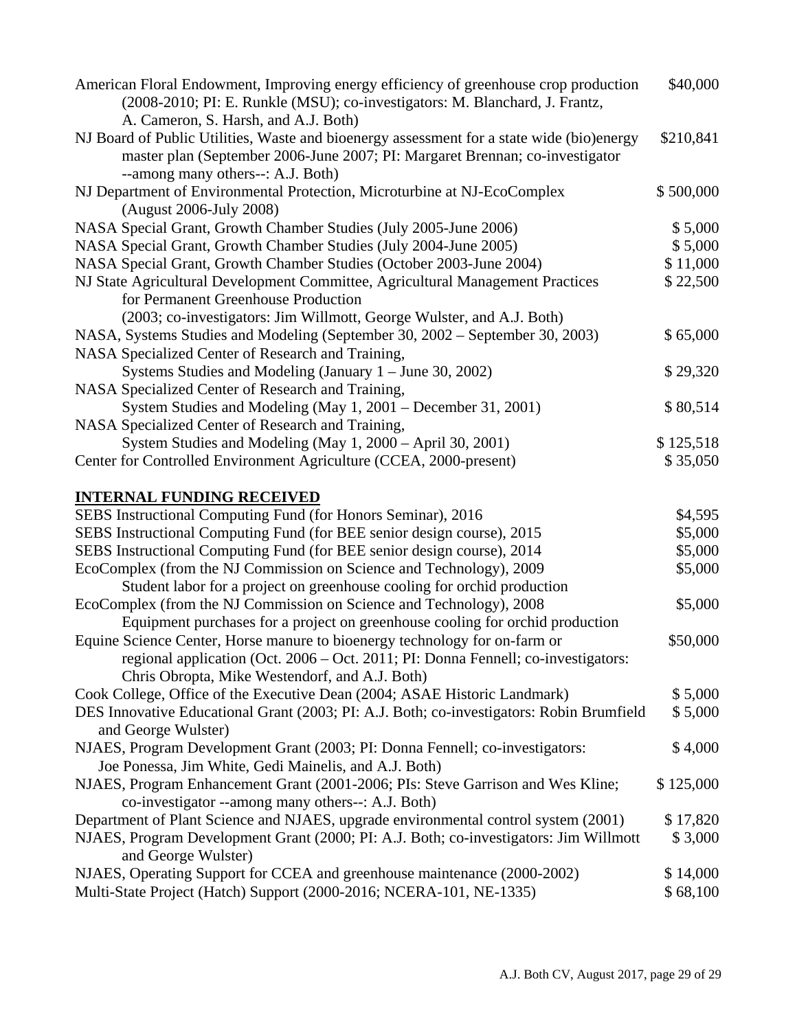| | |
|---|---|
| American Floral Endowment, Improving energy efficiency of greenhouse crop production (2008-2010; PI: E. Runkle (MSU); co-investigators: M. Blanchard, J. Frantz, A. Cameron, S. Harsh, and A.J. Both) | \$40,000 |
| NJ Board of Public Utilities, Waste and bioenergy assessment for a state wide (bio)energy master plan (September 2006-June 2007; PI: Margaret Brennan; co-investigator --among many others--: A.J. Both) | \$210,841 |
| NJ Department of Environmental Protection, Microturbine at NJ-EcoComplex (August 2006-July 2008) | \$ 500,000 |
| NASA Special Grant, Growth Chamber Studies (July 2005-June 2006) | \$ 5,000 |
| NASA Special Grant, Growth Chamber Studies (July 2004-June 2005) | \$ 5,000 |
| NASA Special Grant, Growth Chamber Studies (October 2003-June 2004) | \$ 11,000 |
| NJ State Agricultural Development Committee, Agricultural Management Practices for Permanent Greenhouse Production (2003; co-investigators: Jim Willmott, George Wulster, and A.J. Both) | \$ 22,500 |
| NASA, Systems Studies and Modeling (September 30, 2002 – September 30, 2003) | \$ 65,000 |
| NASA Specialized Center of Research and Training, Systems Studies and Modeling (January 1 – June 30, 2002) | \$ 29,320 |
| NASA Specialized Center of Research and Training, System Studies and Modeling (May 1, 2001 – December 31, 2001) | \$ 80,514 |
| NASA Specialized Center of Research and Training, System Studies and Modeling (May 1, 2000 – April 30, 2001) | \$ 125,518 |
| Center for Controlled Environment Agriculture (CCEA, 2000-present) | \$ 35,050 |

## INTERNAL FUNDING RECEIVED

| | |
|---|---|
| SEBS Instructional Computing Fund (for Honors Seminar), 2016 | \$4,595 |
| SEBS Instructional Computing Fund (for BEE senior design course), 2015 | \$5,000 |
| SEBS Instructional Computing Fund (for BEE senior design course), 2014 | \$5,000 |
| EcoComplex (from the NJ Commission on Science and Technology), 2009 Student labor for a project on greenhouse cooling for orchid production | \$5,000 |
| EcoComplex (from the NJ Commission on Science and Technology), 2008 Equipment purchases for a project on greenhouse cooling for orchid production | \$5,000 |
| Equine Science Center, Horse manure to bioenergy technology for on-farm or regional application (Oct. 2006 – Oct. 2011; PI: Donna Fennell; co-investigators: Chris Obropta, Mike Westendorf, and A.J. Both) | \$50,000 |
| Cook College, Office of the Executive Dean (2004; ASAE Historic Landmark) | \$ 5,000 |
| DES Innovative Educational Grant (2003; PI: A.J. Both; co-investigators: Robin Brumfield and George Wulster) | \$ 5,000 |
| NJAES, Program Development Grant (2003; PI: Donna Fennell; co-investigators: Joe Ponessa, Jim White, Gedi Mainelis, and A.J. Both) | \$ 4,000 |
| NJAES, Program Enhancement Grant (2001-2006; PIs: Steve Garrison and Wes Kline; co-investigator --among many others--: A.J. Both) | \$ 125,000 |
| Department of Plant Science and NJAES, upgrade environmental control system (2001) | \$ 17,820 |
| NJAES, Program Development Grant (2000; PI: A.J. Both; co-investigators: Jim Willmott and George Wulster) | \$ 3,000 |
| NJAES, Operating Support for CCEA and greenhouse maintenance (2000-2002) | \$ 14,000 |
| Multi-State Project (Hatch) Support (2000-2016; NCERA-101, NE-1335) | \$ 68,100 |